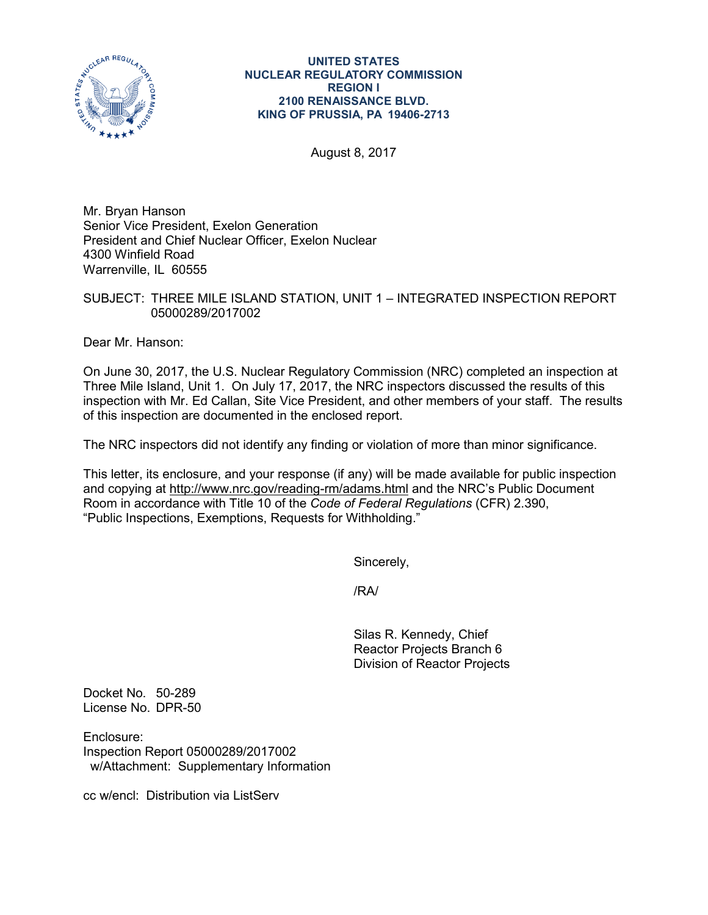**UNITED STATES**
**NUCLEAR REGULATORY COMMISSION**
**REGION I**
**2100 RENAISSANCE BLVD.**
**KING OF PRUSSIA, PA 19406-2713**

August 8, 2017

Mr. Bryan Hanson
Senior Vice President, Exelon Generation
President and Chief Nuclear Officer, Exelon Nuclear
4300 Winfield Road
Warrenville, IL 60555

SUBJECT: THREE MILE ISLAND STATION, UNIT 1 – INTEGRATED INSPECTION REPORT 05000289/2017002

Dear Mr. Hanson:

On June 30, 2017, the U.S. Nuclear Regulatory Commission (NRC) completed an inspection at Three Mile Island, Unit 1. On July 17, 2017, the NRC inspectors discussed the results of this inspection with Mr. Ed Callan, Site Vice President, and other members of your staff. The results of this inspection are documented in the enclosed report.

The NRC inspectors did not identify any finding or violation of more than minor significance.

This letter, its enclosure, and your response (if any) will be made available for public inspection and copying at http://www.nrc.gov/reading-rm/adams.html and the NRC's Public Document Room in accordance with Title 10 of the *Code of Federal Regulations* (CFR) 2.390, "Public Inspections, Exemptions, Requests for Withholding."

Sincerely,

/RA/

Silas R. Kennedy, Chief
Reactor Projects Branch 6
Division of Reactor Projects

Docket No. 50-289
License No. DPR-50

Enclosure:
Inspection Report 05000289/2017002
w/Attachment: Supplementary Information

cc w/encl: Distribution via ListServ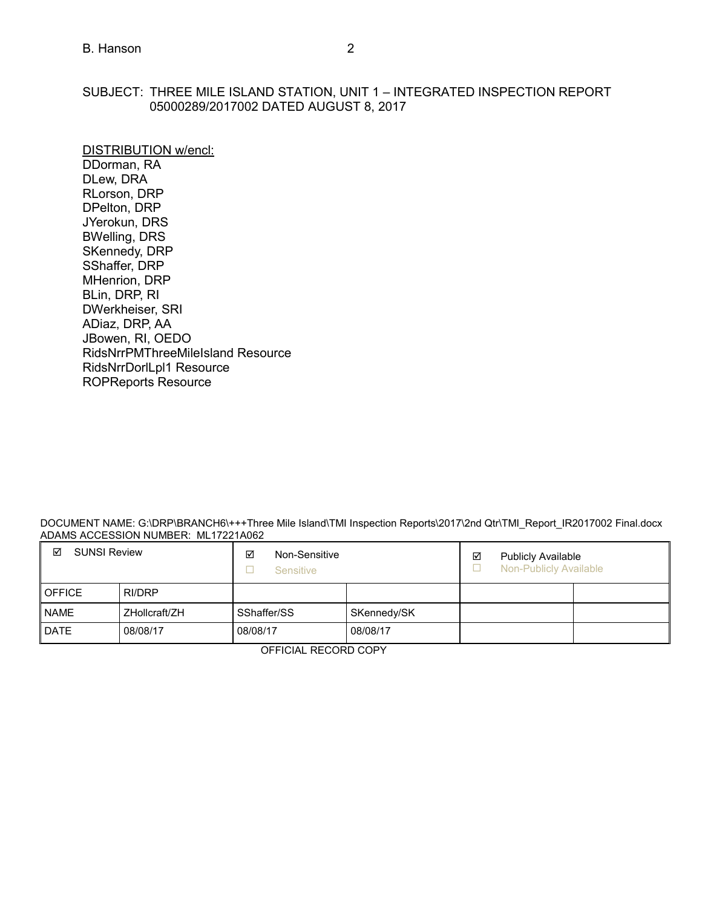SUBJECT: THREE MILE ISLAND STATION, UNIT 1 – INTEGRATED INSPECTION REPORT 05000289/2017002 DATED AUGUST 8, 2017

DISTRIBUTION w/encl:
DDorman, RA
DLew, DRA
RLorson, DRP
DPelton, DRP
JYerokun, DRS
BWelling, DRS
SKennedy, DRP
SShaffer, DRP
MHenrion, DRP
BLin, DRP, RI
DWerkheiser, SRI
ADiaz, DRP, AA
JBowen, RI, OEDO
RidsNrrPMThreeMileIsland Resource
RidsNrrDorlLpl1 Resource
ROPReports Resource

DOCUMENT NAME: G:\DRP\BRANCH6\+++Three Mile Island\TMI Inspection Reports\2017\2nd Qtr\TMI_Report_IR2017002 Final.docx
ADAMS ACCESSION NUMBER: ML17221A062

| ☑ SUNSI Review | | ☑ Non-Sensitive ☐ Sensitive | | ☑ Publicly Available ☐ Non-Publicly Available | |
|---|---|---|---|---|---|
| OFFICE | RI/DRP | | | | |
| NAME | ZHollcraft/ZH | SShaffer/SS | SKennedy/SK | | |
| DATE | 08/08/17 | 08/08/17 | 08/08/17 | | |

OFFICIAL RECORD COPY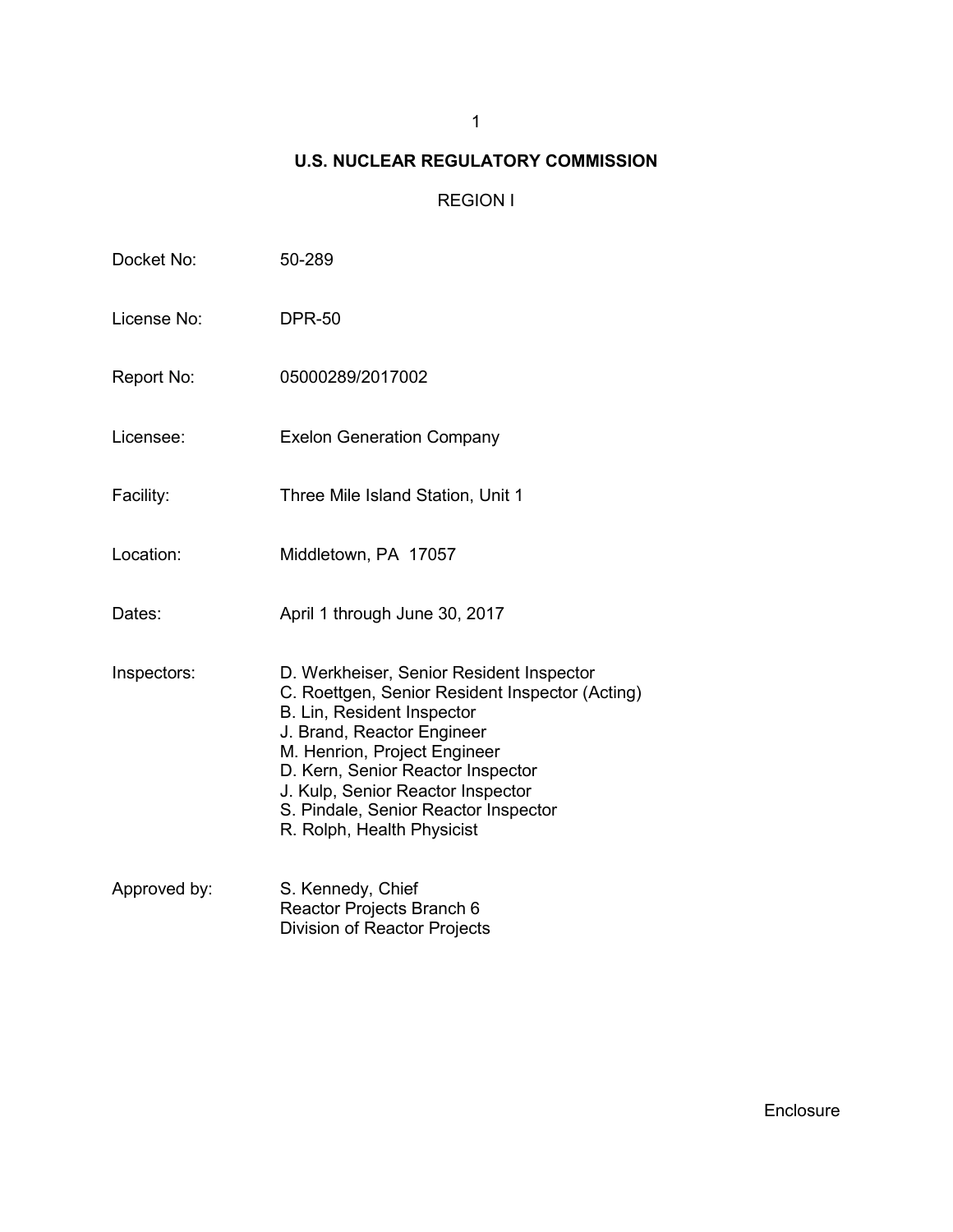# U.S. NUCLEAR REGULATORY COMMISSION

## REGION I

| | |
|---|---|
| Docket No: | 50-289 |
| License No: | DPR-50 |
| Report No: | 05000289/2017002 |
| Licensee: | Exelon Generation Company |
| Facility: | Three Mile Island Station, Unit 1 |
| Location: | Middletown, PA 17057 |
| Dates: | April 1 through June 30, 2017 |
| Inspectors: | D. Werkheiser, Senior Resident Inspector<br>C. Roettgen, Senior Resident Inspector (Acting)<br>B. Lin, Resident Inspector<br>J. Brand, Reactor Engineer<br>M. Henrion, Project Engineer<br>D. Kern, Senior Reactor Inspector<br>J. Kulp, Senior Reactor Inspector<br>S. Pindale, Senior Reactor Inspector<br>R. Rolph, Health Physicist |
| Approved by: | S. Kennedy, Chief<br>Reactor Projects Branch 6<br>Division of Reactor Projects |

Enclosure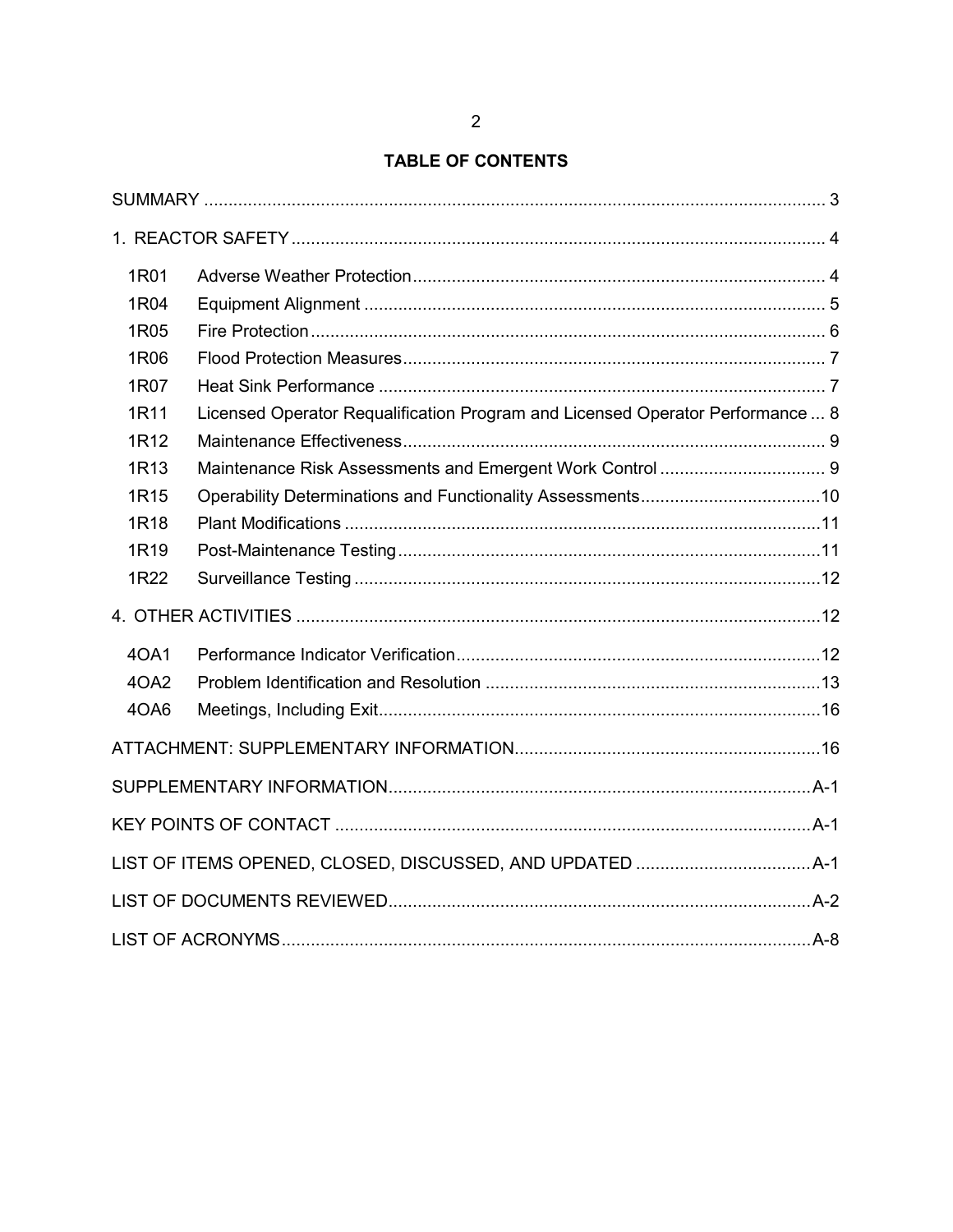## TABLE OF CONTENTS

SUMMARY ........ 3

1. REACTOR SAFETY ........ 4

| | | |
|---|---|---|
| 1R01 | Adverse Weather Protection | 4 |
| 1R04 | Equipment Alignment | 5 |
| 1R05 | Fire Protection | 6 |
| 1R06 | Flood Protection Measures | 7 |
| 1R07 | Heat Sink Performance | 7 |
| 1R11 | Licensed Operator Requalification Program and Licensed Operator Performance | 8 |
| 1R12 | Maintenance Effectiveness | 9 |
| 1R13 | Maintenance Risk Assessments and Emergent Work Control | 9 |
| 1R15 | Operability Determinations and Functionality Assessments | 10 |
| 1R18 | Plant Modifications | 11 |
| 1R19 | Post-Maintenance Testing | 11 |
| 1R22 | Surveillance Testing | 12 |

4. OTHER ACTIVITIES ........ 12

| | | |
|---|---|---|
| 4OA1 | Performance Indicator Verification | 12 |
| 4OA2 | Problem Identification and Resolution | 13 |
| 4OA6 | Meetings, Including Exit | 16 |

ATTACHMENT: SUPPLEMENTARY INFORMATION ........ 16

SUPPLEMENTARY INFORMATION ........ A-1

KEY POINTS OF CONTACT ........ A-1

LIST OF ITEMS OPENED, CLOSED, DISCUSSED, AND UPDATED ........ A-1

LIST OF DOCUMENTS REVIEWED ........ A-2

LIST OF ACRONYMS ........ A-8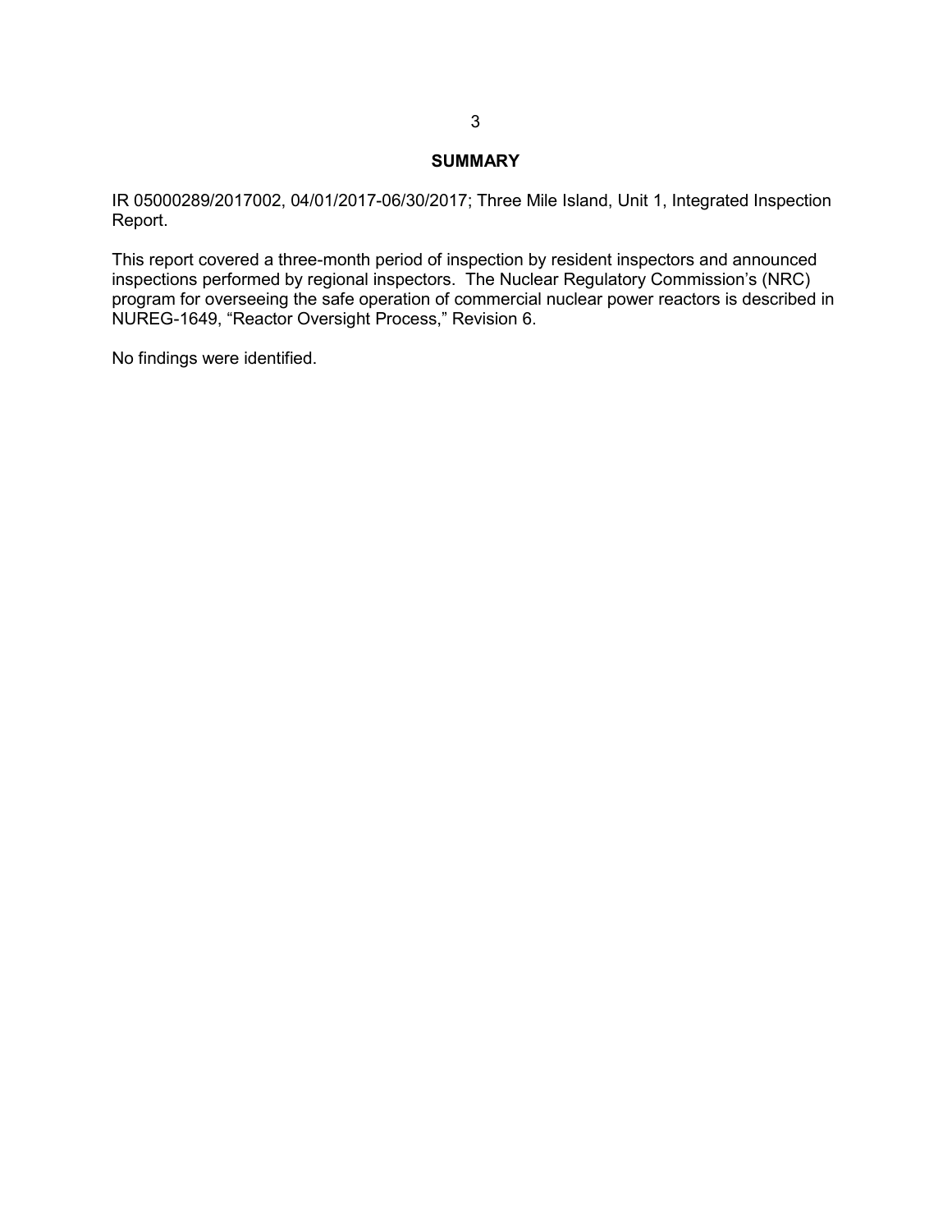## SUMMARY

IR 05000289/2017002, 04/01/2017-06/30/2017; Three Mile Island, Unit 1, Integrated Inspection Report.

This report covered a three-month period of inspection by resident inspectors and announced inspections performed by regional inspectors. The Nuclear Regulatory Commission's (NRC) program for overseeing the safe operation of commercial nuclear power reactors is described in NUREG-1649, "Reactor Oversight Process," Revision 6.

No findings were identified.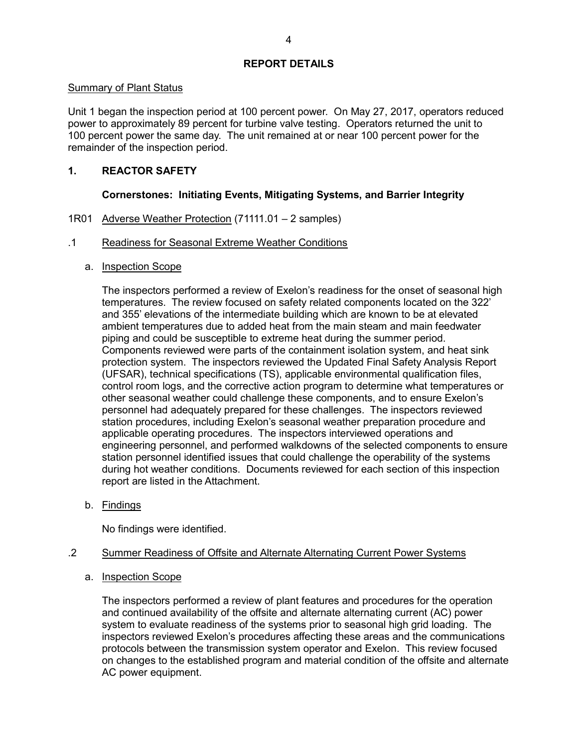## REPORT DETAILS

Summary of Plant Status

Unit 1 began the inspection period at 100 percent power. On May 27, 2017, operators reduced power to approximately 89 percent for turbine valve testing. Operators returned the unit to 100 percent power the same day. The unit remained at or near 100 percent power for the remainder of the inspection period.

## 1. REACTOR SAFETY

### Cornerstones: Initiating Events, Mitigating Systems, and Barrier Integrity

1R01 Adverse Weather Protection (71111.01 – 2 samples)

.1 Readiness for Seasonal Extreme Weather Conditions

a. Inspection Scope

The inspectors performed a review of Exelon's readiness for the onset of seasonal high temperatures. The review focused on safety related components located on the 322' and 355' elevations of the intermediate building which are known to be at elevated ambient temperatures due to added heat from the main steam and main feedwater piping and could be susceptible to extreme heat during the summer period. Components reviewed were parts of the containment isolation system, and heat sink protection system. The inspectors reviewed the Updated Final Safety Analysis Report (UFSAR), technical specifications (TS), applicable environmental qualification files, control room logs, and the corrective action program to determine what temperatures or other seasonal weather could challenge these components, and to ensure Exelon's personnel had adequately prepared for these challenges. The inspectors reviewed station procedures, including Exelon's seasonal weather preparation procedure and applicable operating procedures. The inspectors interviewed operations and engineering personnel, and performed walkdowns of the selected components to ensure station personnel identified issues that could challenge the operability of the systems during hot weather conditions. Documents reviewed for each section of this inspection report are listed in the Attachment.

b. Findings

No findings were identified.

.2 Summer Readiness of Offsite and Alternate Alternating Current Power Systems

a. Inspection Scope

The inspectors performed a review of plant features and procedures for the operation and continued availability of the offsite and alternate alternating current (AC) power system to evaluate readiness of the systems prior to seasonal high grid loading. The inspectors reviewed Exelon's procedures affecting these areas and the communications protocols between the transmission system operator and Exelon. This review focused on changes to the established program and material condition of the offsite and alternate AC power equipment.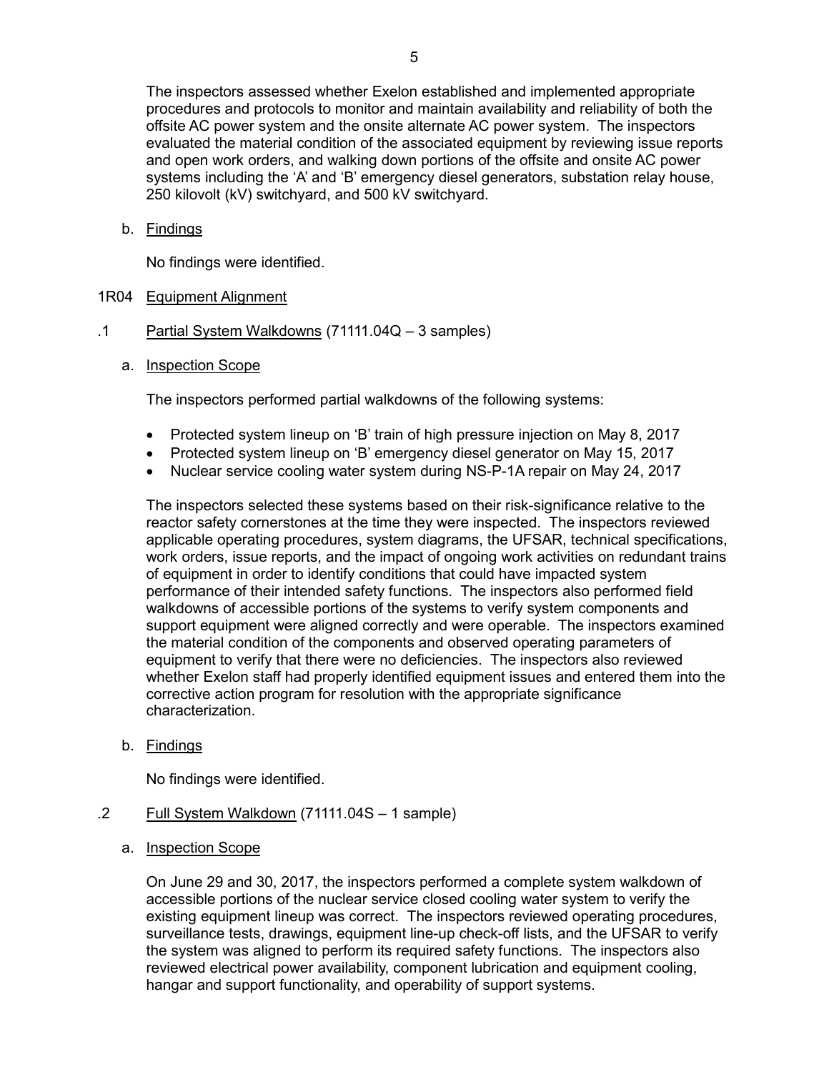The inspectors assessed whether Exelon established and implemented appropriate procedures and protocols to monitor and maintain availability and reliability of both the offsite AC power system and the onsite alternate AC power system. The inspectors evaluated the material condition of the associated equipment by reviewing issue reports and open work orders, and walking down portions of the offsite and onsite AC power systems including the 'A' and 'B' emergency diesel generators, substation relay house, 250 kilovolt (kV) switchyard, and 500 kV switchyard.

b. Findings

No findings were identified.

## 1R04 Equipment Alignment

### .1 Partial System Walkdowns (71111.04Q – 3 samples)

a. Inspection Scope

The inspectors performed partial walkdowns of the following systems:

- Protected system lineup on 'B' train of high pressure injection on May 8, 2017
- Protected system lineup on 'B' emergency diesel generator on May 15, 2017
- Nuclear service cooling water system during NS-P-1A repair on May 24, 2017

The inspectors selected these systems based on their risk-significance relative to the reactor safety cornerstones at the time they were inspected. The inspectors reviewed applicable operating procedures, system diagrams, the UFSAR, technical specifications, work orders, issue reports, and the impact of ongoing work activities on redundant trains of equipment in order to identify conditions that could have impacted system performance of their intended safety functions. The inspectors also performed field walkdowns of accessible portions of the systems to verify system components and support equipment were aligned correctly and were operable. The inspectors examined the material condition of the components and observed operating parameters of equipment to verify that there were no deficiencies. The inspectors also reviewed whether Exelon staff had properly identified equipment issues and entered them into the corrective action program for resolution with the appropriate significance characterization.

b. Findings

No findings were identified.

### .2 Full System Walkdown (71111.04S – 1 sample)

a. Inspection Scope

On June 29 and 30, 2017, the inspectors performed a complete system walkdown of accessible portions of the nuclear service closed cooling water system to verify the existing equipment lineup was correct. The inspectors reviewed operating procedures, surveillance tests, drawings, equipment line-up check-off lists, and the UFSAR to verify the system was aligned to perform its required safety functions. The inspectors also reviewed electrical power availability, component lubrication and equipment cooling, hangar and support functionality, and operability of support systems.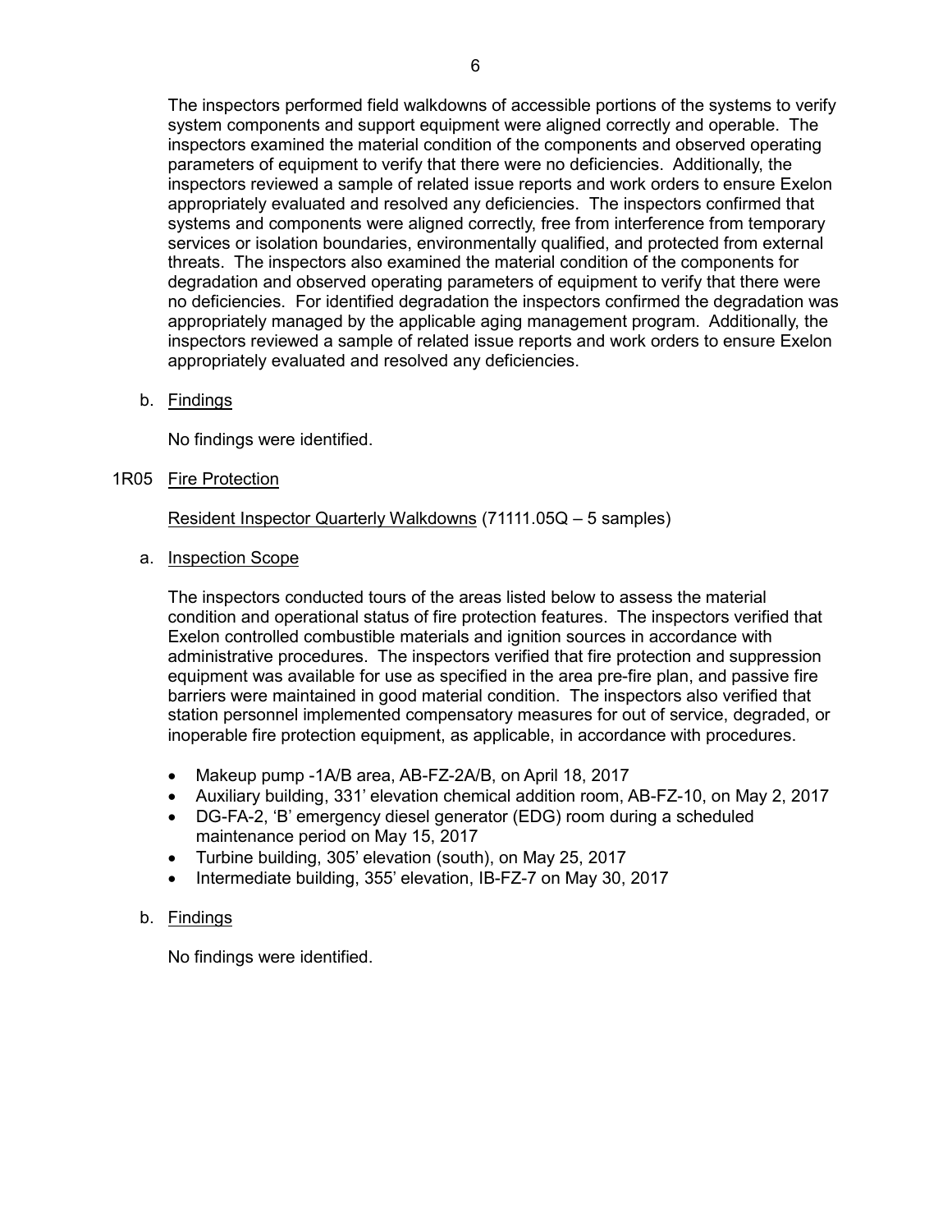The inspectors performed field walkdowns of accessible portions of the systems to verify system components and support equipment were aligned correctly and operable. The inspectors examined the material condition of the components and observed operating parameters of equipment to verify that there were no deficiencies. Additionally, the inspectors reviewed a sample of related issue reports and work orders to ensure Exelon appropriately evaluated and resolved any deficiencies. The inspectors confirmed that systems and components were aligned correctly, free from interference from temporary services or isolation boundaries, environmentally qualified, and protected from external threats. The inspectors also examined the material condition of the components for degradation and observed operating parameters of equipment to verify that there were no deficiencies. For identified degradation the inspectors confirmed the degradation was appropriately managed by the applicable aging management program. Additionally, the inspectors reviewed a sample of related issue reports and work orders to ensure Exelon appropriately evaluated and resolved any deficiencies.

b. Findings

No findings were identified.

1R05 Fire Protection

Resident Inspector Quarterly Walkdowns (71111.05Q – 5 samples)

a. Inspection Scope

The inspectors conducted tours of the areas listed below to assess the material condition and operational status of fire protection features. The inspectors verified that Exelon controlled combustible materials and ignition sources in accordance with administrative procedures. The inspectors verified that fire protection and suppression equipment was available for use as specified in the area pre-fire plan, and passive fire barriers were maintained in good material condition. The inspectors also verified that station personnel implemented compensatory measures for out of service, degraded, or inoperable fire protection equipment, as applicable, in accordance with procedures.

- Makeup pump -1A/B area, AB-FZ-2A/B, on April 18, 2017
- Auxiliary building, 331' elevation chemical addition room, AB-FZ-10, on May 2, 2017
- DG-FA-2, 'B' emergency diesel generator (EDG) room during a scheduled maintenance period on May 15, 2017
- Turbine building, 305' elevation (south), on May 25, 2017
- Intermediate building, 355' elevation, IB-FZ-7 on May 30, 2017

b. Findings

No findings were identified.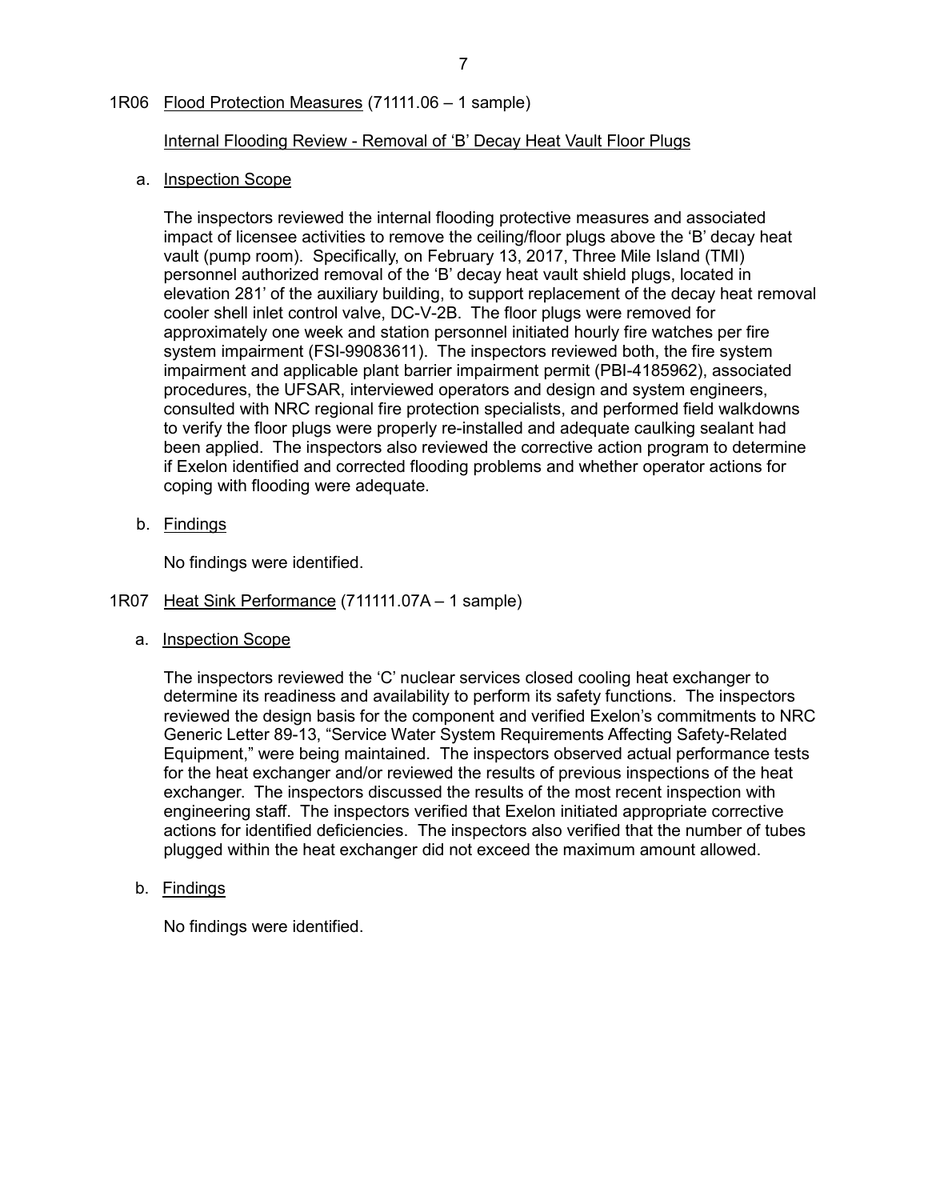## 1R06 Flood Protection Measures (71111.06 – 1 sample)

Internal Flooding Review - Removal of 'B' Decay Heat Vault Floor Plugs

a. Inspection Scope

The inspectors reviewed the internal flooding protective measures and associated impact of licensee activities to remove the ceiling/floor plugs above the 'B' decay heat vault (pump room). Specifically, on February 13, 2017, Three Mile Island (TMI) personnel authorized removal of the 'B' decay heat vault shield plugs, located in elevation 281' of the auxiliary building, to support replacement of the decay heat removal cooler shell inlet control valve, DC-V-2B. The floor plugs were removed for approximately one week and station personnel initiated hourly fire watches per fire system impairment (FSI-99083611). The inspectors reviewed both, the fire system impairment and applicable plant barrier impairment permit (PBI-4185962), associated procedures, the UFSAR, interviewed operators and design and system engineers, consulted with NRC regional fire protection specialists, and performed field walkdowns to verify the floor plugs were properly re-installed and adequate caulking sealant had been applied. The inspectors also reviewed the corrective action program to determine if Exelon identified and corrected flooding problems and whether operator actions for coping with flooding were adequate.

b. Findings

No findings were identified.

## 1R07 Heat Sink Performance (711111.07A – 1 sample)

a. Inspection Scope

The inspectors reviewed the 'C' nuclear services closed cooling heat exchanger to determine its readiness and availability to perform its safety functions. The inspectors reviewed the design basis for the component and verified Exelon's commitments to NRC Generic Letter 89-13, "Service Water System Requirements Affecting Safety-Related Equipment," were being maintained. The inspectors observed actual performance tests for the heat exchanger and/or reviewed the results of previous inspections of the heat exchanger. The inspectors discussed the results of the most recent inspection with engineering staff. The inspectors verified that Exelon initiated appropriate corrective actions for identified deficiencies. The inspectors also verified that the number of tubes plugged within the heat exchanger did not exceed the maximum amount allowed.

b. Findings

No findings were identified.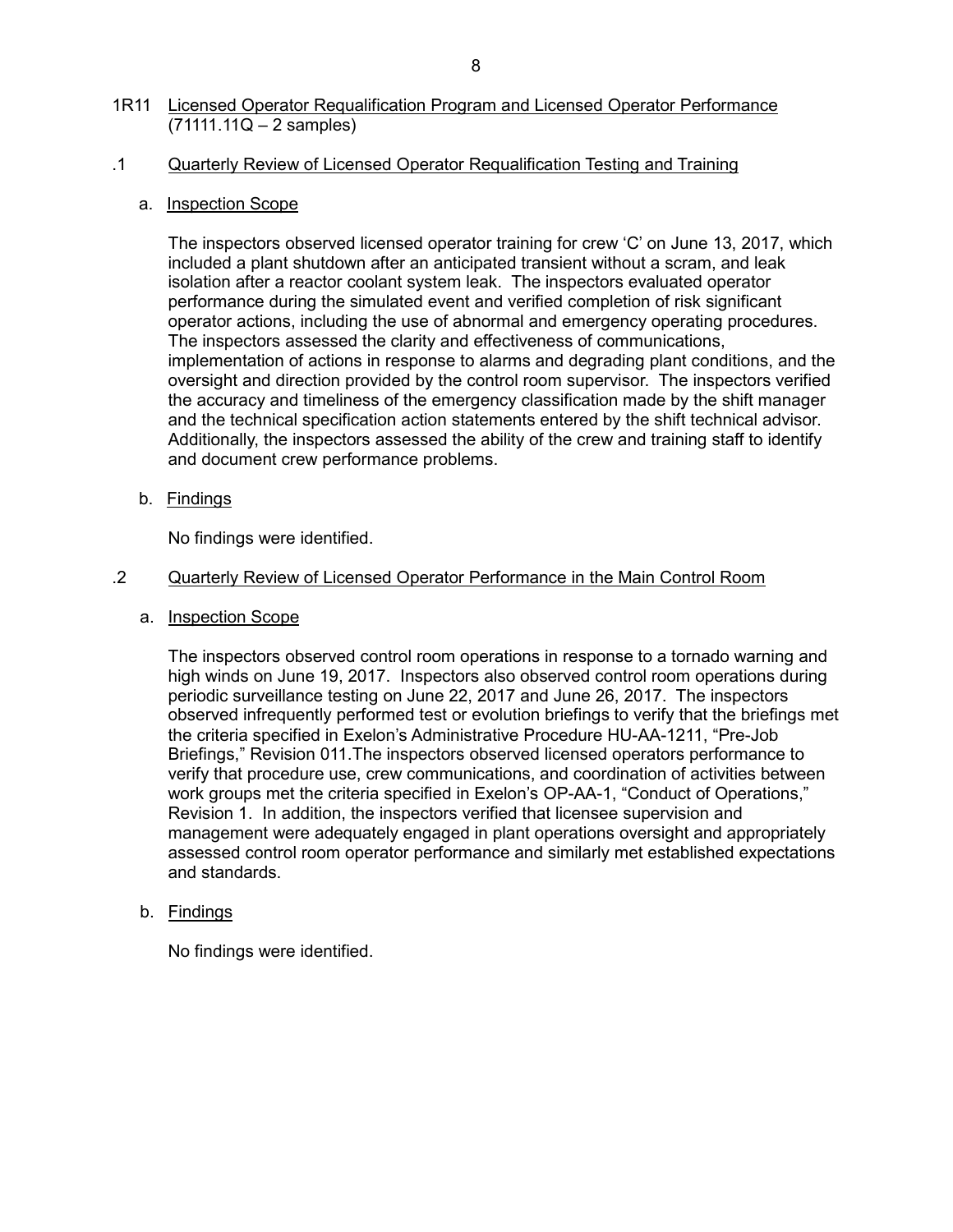## 1R11 Licensed Operator Requalification Program and Licensed Operator Performance (71111.11Q – 2 samples)

### .1 Quarterly Review of Licensed Operator Requalification Testing and Training

a. Inspection Scope

The inspectors observed licensed operator training for crew 'C' on June 13, 2017, which included a plant shutdown after an anticipated transient without a scram, and leak isolation after a reactor coolant system leak. The inspectors evaluated operator performance during the simulated event and verified completion of risk significant operator actions, including the use of abnormal and emergency operating procedures. The inspectors assessed the clarity and effectiveness of communications, implementation of actions in response to alarms and degrading plant conditions, and the oversight and direction provided by the control room supervisor. The inspectors verified the accuracy and timeliness of the emergency classification made by the shift manager and the technical specification action statements entered by the shift technical advisor. Additionally, the inspectors assessed the ability of the crew and training staff to identify and document crew performance problems.

b. Findings

No findings were identified.

### .2 Quarterly Review of Licensed Operator Performance in the Main Control Room

a. Inspection Scope

The inspectors observed control room operations in response to a tornado warning and high winds on June 19, 2017. Inspectors also observed control room operations during periodic surveillance testing on June 22, 2017 and June 26, 2017. The inspectors observed infrequently performed test or evolution briefings to verify that the briefings met the criteria specified in Exelon's Administrative Procedure HU-AA-1211, "Pre-Job Briefings," Revision 011.The inspectors observed licensed operators performance to verify that procedure use, crew communications, and coordination of activities between work groups met the criteria specified in Exelon's OP-AA-1, "Conduct of Operations," Revision 1. In addition, the inspectors verified that licensee supervision and management were adequately engaged in plant operations oversight and appropriately assessed control room operator performance and similarly met established expectations and standards.

b. Findings

No findings were identified.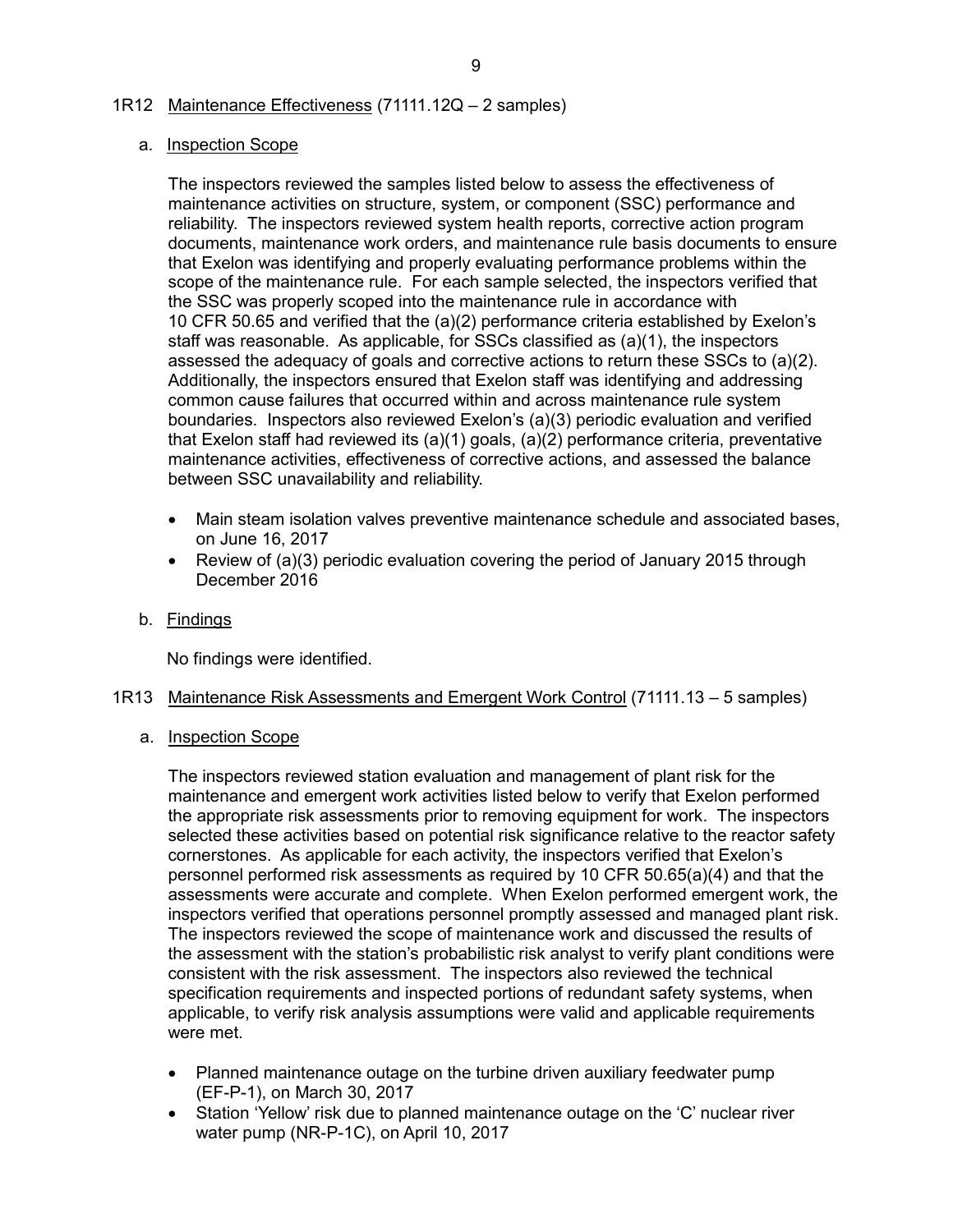## 1R12 Maintenance Effectiveness (71111.12Q – 2 samples)

### a. Inspection Scope

The inspectors reviewed the samples listed below to assess the effectiveness of maintenance activities on structure, system, or component (SSC) performance and reliability. The inspectors reviewed system health reports, corrective action program documents, maintenance work orders, and maintenance rule basis documents to ensure that Exelon was identifying and properly evaluating performance problems within the scope of the maintenance rule. For each sample selected, the inspectors verified that the SSC was properly scoped into the maintenance rule in accordance with 10 CFR 50.65 and verified that the (a)(2) performance criteria established by Exelon's staff was reasonable. As applicable, for SSCs classified as (a)(1), the inspectors assessed the adequacy of goals and corrective actions to return these SSCs to (a)(2). Additionally, the inspectors ensured that Exelon staff was identifying and addressing common cause failures that occurred within and across maintenance rule system boundaries. Inspectors also reviewed Exelon's (a)(3) periodic evaluation and verified that Exelon staff had reviewed its (a)(1) goals, (a)(2) performance criteria, preventative maintenance activities, effectiveness of corrective actions, and assessed the balance between SSC unavailability and reliability.

- Main steam isolation valves preventive maintenance schedule and associated bases, on June 16, 2017
- Review of (a)(3) periodic evaluation covering the period of January 2015 through December 2016

### b. Findings

No findings were identified.

## 1R13 Maintenance Risk Assessments and Emergent Work Control (71111.13 – 5 samples)

### a. Inspection Scope

The inspectors reviewed station evaluation and management of plant risk for the maintenance and emergent work activities listed below to verify that Exelon performed the appropriate risk assessments prior to removing equipment for work. The inspectors selected these activities based on potential risk significance relative to the reactor safety cornerstones. As applicable for each activity, the inspectors verified that Exelon's personnel performed risk assessments as required by 10 CFR 50.65(a)(4) and that the assessments were accurate and complete. When Exelon performed emergent work, the inspectors verified that operations personnel promptly assessed and managed plant risk. The inspectors reviewed the scope of maintenance work and discussed the results of the assessment with the station's probabilistic risk analyst to verify plant conditions were consistent with the risk assessment. The inspectors also reviewed the technical specification requirements and inspected portions of redundant safety systems, when applicable, to verify risk analysis assumptions were valid and applicable requirements were met.

- Planned maintenance outage on the turbine driven auxiliary feedwater pump (EF-P-1), on March 30, 2017
- Station 'Yellow' risk due to planned maintenance outage on the 'C' nuclear river water pump (NR-P-1C), on April 10, 2017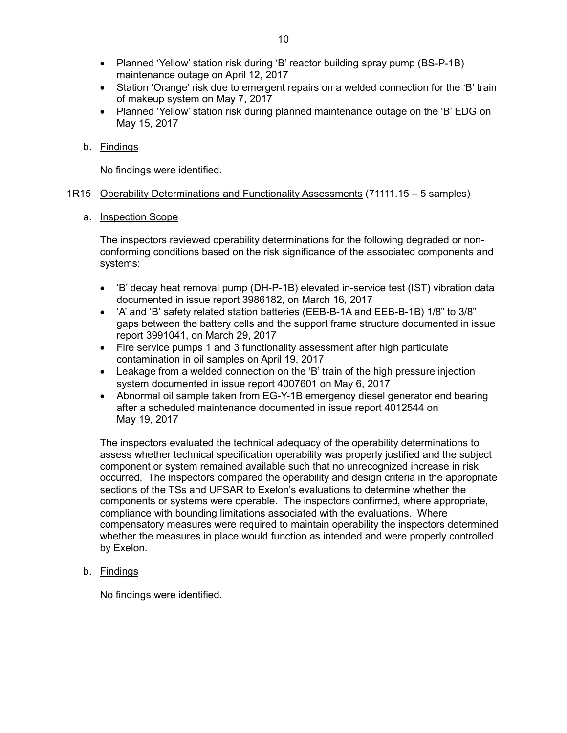- Planned 'Yellow' station risk during 'B' reactor building spray pump (BS-P-1B) maintenance outage on April 12, 2017
- Station 'Orange' risk due to emergent repairs on a welded connection for the 'B' train of makeup system on May 7, 2017
- Planned 'Yellow' station risk during planned maintenance outage on the 'B' EDG on May 15, 2017

b. Findings

No findings were identified.

1R15 Operability Determinations and Functionality Assessments (71111.15 – 5 samples)

a. Inspection Scope

The inspectors reviewed operability determinations for the following degraded or non-conforming conditions based on the risk significance of the associated components and systems:

- 'B' decay heat removal pump (DH-P-1B) elevated in-service test (IST) vibration data documented in issue report 3986182, on March 16, 2017
- 'A' and 'B' safety related station batteries (EEB-B-1A and EEB-B-1B) 1/8" to 3/8" gaps between the battery cells and the support frame structure documented in issue report 3991041, on March 29, 2017
- Fire service pumps 1 and 3 functionality assessment after high particulate contamination in oil samples on April 19, 2017
- Leakage from a welded connection on the 'B' train of the high pressure injection system documented in issue report 4007601 on May 6, 2017
- Abnormal oil sample taken from EG-Y-1B emergency diesel generator end bearing after a scheduled maintenance documented in issue report 4012544 on May 19, 2017

The inspectors evaluated the technical adequacy of the operability determinations to assess whether technical specification operability was properly justified and the subject component or system remained available such that no unrecognized increase in risk occurred. The inspectors compared the operability and design criteria in the appropriate sections of the TSs and UFSAR to Exelon's evaluations to determine whether the components or systems were operable. The inspectors confirmed, where appropriate, compliance with bounding limitations associated with the evaluations. Where compensatory measures were required to maintain operability the inspectors determined whether the measures in place would function as intended and were properly controlled by Exelon.

b. Findings

No findings were identified.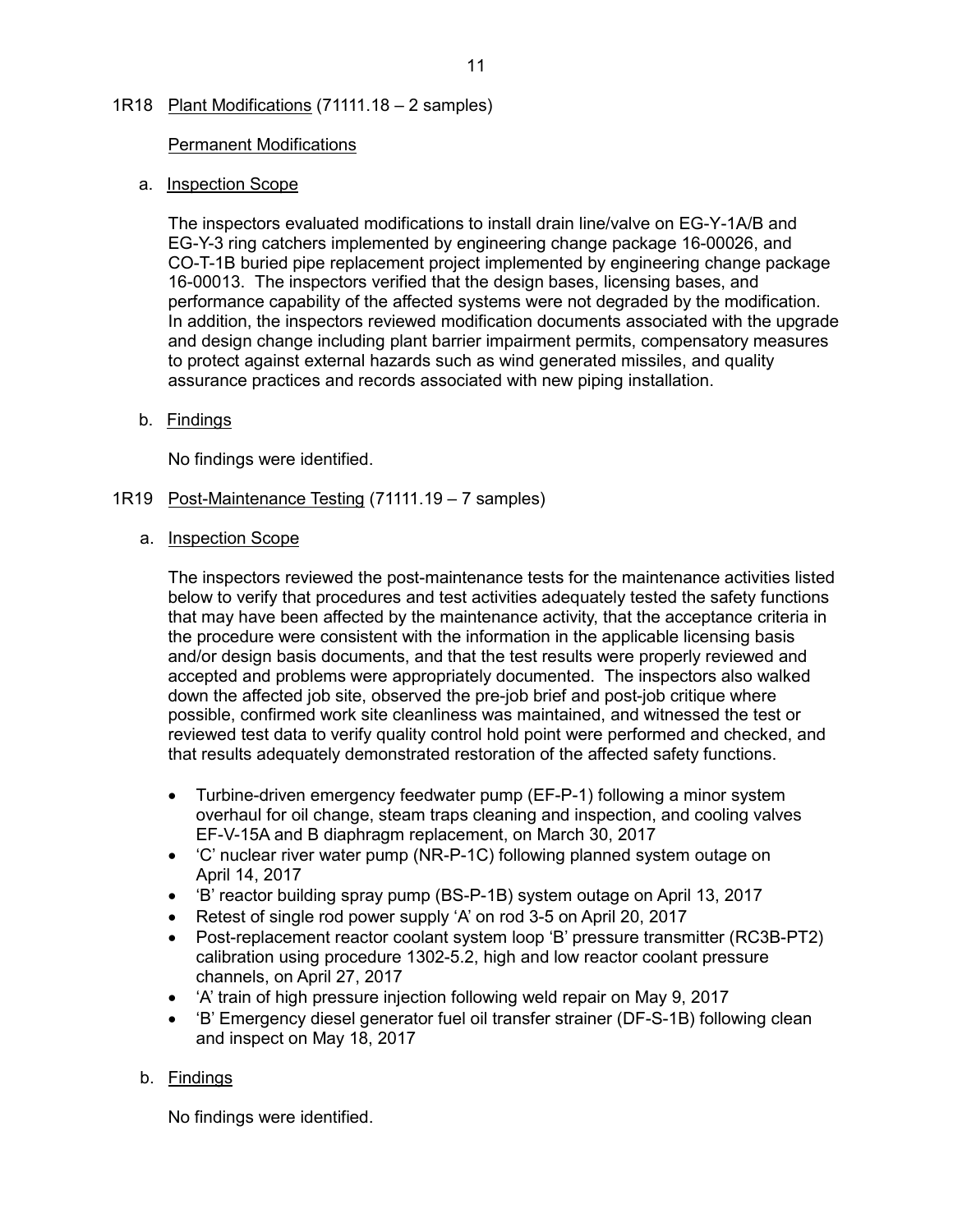## 1R18 Plant Modifications (71111.18 – 2 samples)

### Permanent Modifications

a. Inspection Scope

The inspectors evaluated modifications to install drain line/valve on EG-Y-1A/B and EG-Y-3 ring catchers implemented by engineering change package 16-00026, and CO-T-1B buried pipe replacement project implemented by engineering change package 16-00013. The inspectors verified that the design bases, licensing bases, and performance capability of the affected systems were not degraded by the modification. In addition, the inspectors reviewed modification documents associated with the upgrade and design change including plant barrier impairment permits, compensatory measures to protect against external hazards such as wind generated missiles, and quality assurance practices and records associated with new piping installation.

b. Findings

No findings were identified.

## 1R19 Post-Maintenance Testing (71111.19 – 7 samples)

a. Inspection Scope

The inspectors reviewed the post-maintenance tests for the maintenance activities listed below to verify that procedures and test activities adequately tested the safety functions that may have been affected by the maintenance activity, that the acceptance criteria in the procedure were consistent with the information in the applicable licensing basis and/or design basis documents, and that the test results were properly reviewed and accepted and problems were appropriately documented. The inspectors also walked down the affected job site, observed the pre-job brief and post-job critique where possible, confirmed work site cleanliness was maintained, and witnessed the test or reviewed test data to verify quality control hold point were performed and checked, and that results adequately demonstrated restoration of the affected safety functions.

- Turbine-driven emergency feedwater pump (EF-P-1) following a minor system overhaul for oil change, steam traps cleaning and inspection, and cooling valves EF-V-15A and B diaphragm replacement, on March 30, 2017
- 'C' nuclear river water pump (NR-P-1C) following planned system outage on April 14, 2017
- 'B' reactor building spray pump (BS-P-1B) system outage on April 13, 2017
- Retest of single rod power supply 'A' on rod 3-5 on April 20, 2017
- Post-replacement reactor coolant system loop 'B' pressure transmitter (RC3B-PT2) calibration using procedure 1302-5.2, high and low reactor coolant pressure channels, on April 27, 2017
- 'A' train of high pressure injection following weld repair on May 9, 2017
- 'B' Emergency diesel generator fuel oil transfer strainer (DF-S-1B) following clean and inspect on May 18, 2017

b. Findings

No findings were identified.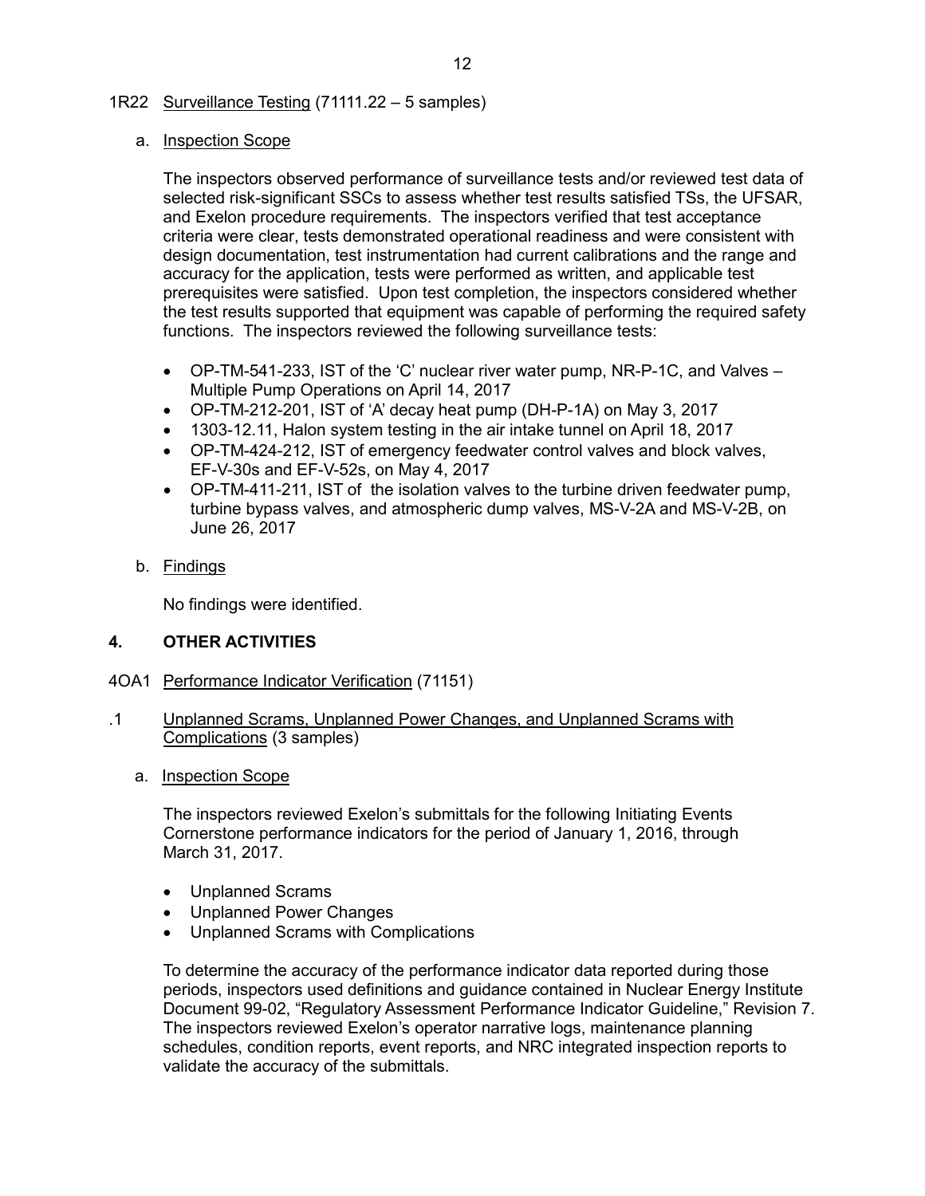## 1R22 Surveillance Testing (71111.22 – 5 samples)

### a. Inspection Scope

The inspectors observed performance of surveillance tests and/or reviewed test data of selected risk-significant SSCs to assess whether test results satisfied TSs, the UFSAR, and Exelon procedure requirements. The inspectors verified that test acceptance criteria were clear, tests demonstrated operational readiness and were consistent with design documentation, test instrumentation had current calibrations and the range and accuracy for the application, tests were performed as written, and applicable test prerequisites were satisfied. Upon test completion, the inspectors considered whether the test results supported that equipment was capable of performing the required safety functions. The inspectors reviewed the following surveillance tests:

- OP-TM-541-233, IST of the 'C' nuclear river water pump, NR-P-1C, and Valves – Multiple Pump Operations on April 14, 2017
- OP-TM-212-201, IST of 'A' decay heat pump (DH-P-1A) on May 3, 2017
- 1303-12.11, Halon system testing in the air intake tunnel on April 18, 2017
- OP-TM-424-212, IST of emergency feedwater control valves and block valves, EF-V-30s and EF-V-52s, on May 4, 2017
- OP-TM-411-211, IST of the isolation valves to the turbine driven feedwater pump, turbine bypass valves, and atmospheric dump valves, MS-V-2A and MS-V-2B, on June 26, 2017

### b. Findings

No findings were identified.

# 4. OTHER ACTIVITIES

## 4OA1 Performance Indicator Verification (71151)

### .1 Unplanned Scrams, Unplanned Power Changes, and Unplanned Scrams with Complications (3 samples)

#### a. Inspection Scope

The inspectors reviewed Exelon's submittals for the following Initiating Events Cornerstone performance indicators for the period of January 1, 2016, through March 31, 2017.

- Unplanned Scrams
- Unplanned Power Changes
- Unplanned Scrams with Complications

To determine the accuracy of the performance indicator data reported during those periods, inspectors used definitions and guidance contained in Nuclear Energy Institute Document 99-02, "Regulatory Assessment Performance Indicator Guideline," Revision 7. The inspectors reviewed Exelon's operator narrative logs, maintenance planning schedules, condition reports, event reports, and NRC integrated inspection reports to validate the accuracy of the submittals.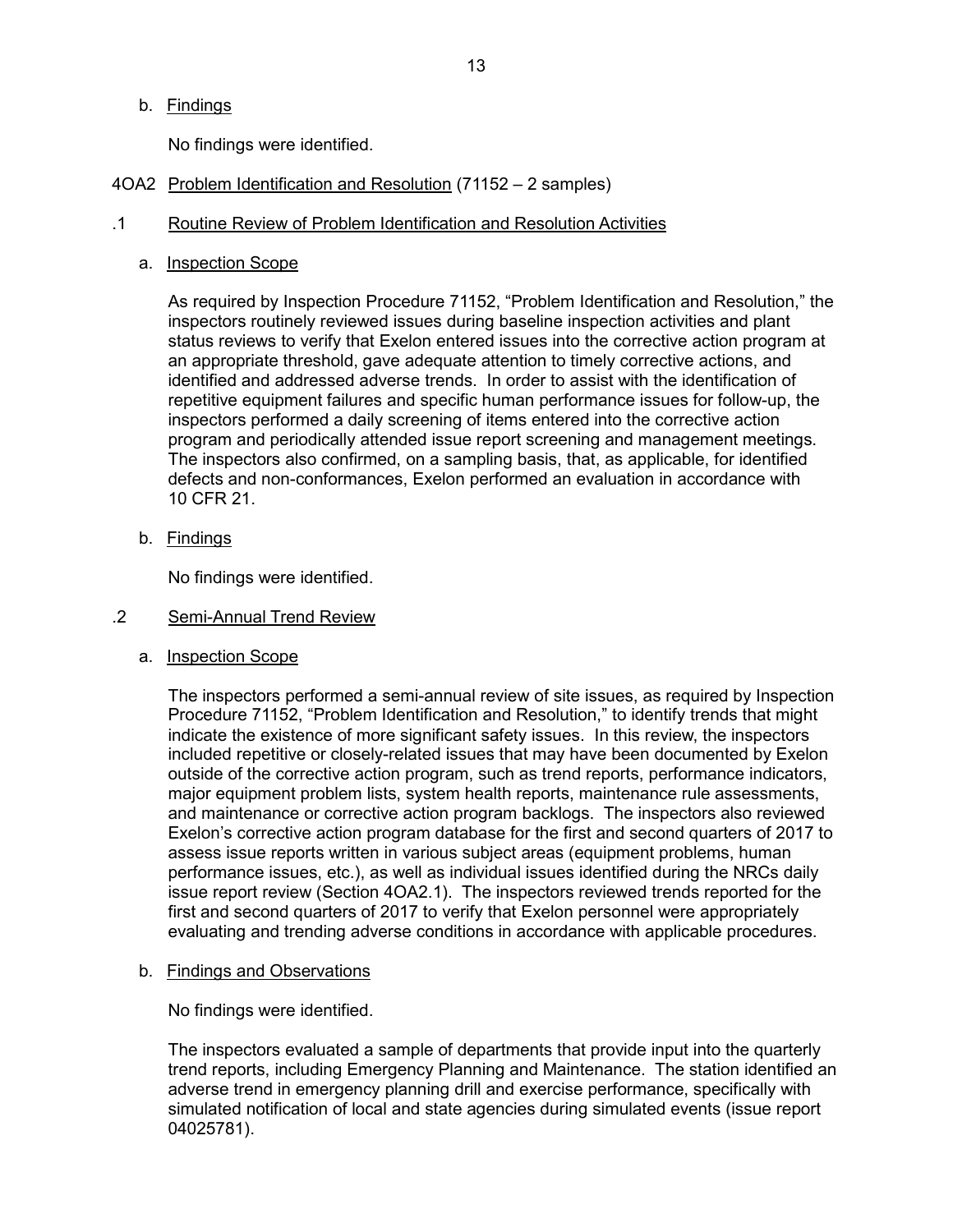b. Findings

No findings were identified.

4OA2 Problem Identification and Resolution (71152 – 2 samples)

.1 Routine Review of Problem Identification and Resolution Activities

a. Inspection Scope

As required by Inspection Procedure 71152, "Problem Identification and Resolution," the inspectors routinely reviewed issues during baseline inspection activities and plant status reviews to verify that Exelon entered issues into the corrective action program at an appropriate threshold, gave adequate attention to timely corrective actions, and identified and addressed adverse trends. In order to assist with the identification of repetitive equipment failures and specific human performance issues for follow-up, the inspectors performed a daily screening of items entered into the corrective action program and periodically attended issue report screening and management meetings. The inspectors also confirmed, on a sampling basis, that, as applicable, for identified defects and non-conformances, Exelon performed an evaluation in accordance with 10 CFR 21.

b. Findings

No findings were identified.

.2 Semi-Annual Trend Review

a. Inspection Scope

The inspectors performed a semi-annual review of site issues, as required by Inspection Procedure 71152, "Problem Identification and Resolution," to identify trends that might indicate the existence of more significant safety issues. In this review, the inspectors included repetitive or closely-related issues that may have been documented by Exelon outside of the corrective action program, such as trend reports, performance indicators, major equipment problem lists, system health reports, maintenance rule assessments, and maintenance or corrective action program backlogs. The inspectors also reviewed Exelon's corrective action program database for the first and second quarters of 2017 to assess issue reports written in various subject areas (equipment problems, human performance issues, etc.), as well as individual issues identified during the NRCs daily issue report review (Section 4OA2.1). The inspectors reviewed trends reported for the first and second quarters of 2017 to verify that Exelon personnel were appropriately evaluating and trending adverse conditions in accordance with applicable procedures.

b. Findings and Observations

No findings were identified.

The inspectors evaluated a sample of departments that provide input into the quarterly trend reports, including Emergency Planning and Maintenance. The station identified an adverse trend in emergency planning drill and exercise performance, specifically with simulated notification of local and state agencies during simulated events (issue report 04025781).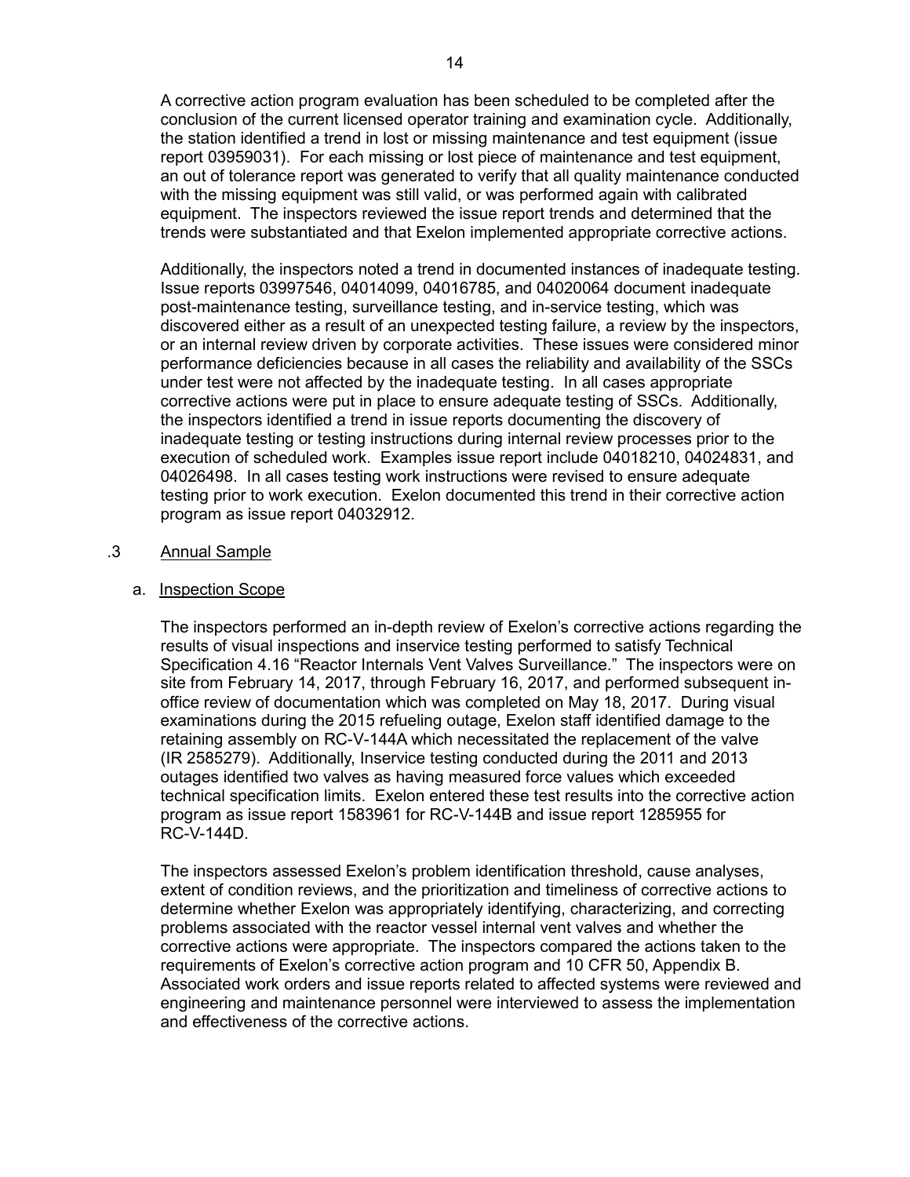A corrective action program evaluation has been scheduled to be completed after the conclusion of the current licensed operator training and examination cycle. Additionally, the station identified a trend in lost or missing maintenance and test equipment (issue report 03959031). For each missing or lost piece of maintenance and test equipment, an out of tolerance report was generated to verify that all quality maintenance conducted with the missing equipment was still valid, or was performed again with calibrated equipment. The inspectors reviewed the issue report trends and determined that the trends were substantiated and that Exelon implemented appropriate corrective actions.

Additionally, the inspectors noted a trend in documented instances of inadequate testing. Issue reports 03997546, 04014099, 04016785, and 04020064 document inadequate post-maintenance testing, surveillance testing, and in-service testing, which was discovered either as a result of an unexpected testing failure, a review by the inspectors, or an internal review driven by corporate activities. These issues were considered minor performance deficiencies because in all cases the reliability and availability of the SSCs under test were not affected by the inadequate testing. In all cases appropriate corrective actions were put in place to ensure adequate testing of SSCs. Additionally, the inspectors identified a trend in issue reports documenting the discovery of inadequate testing or testing instructions during internal review processes prior to the execution of scheduled work. Examples issue report include 04018210, 04024831, and 04026498. In all cases testing work instructions were revised to ensure adequate testing prior to work execution. Exelon documented this trend in their corrective action program as issue report 04032912.

.3 Annual Sample

a. Inspection Scope

The inspectors performed an in-depth review of Exelon's corrective actions regarding the results of visual inspections and inservice testing performed to satisfy Technical Specification 4.16 "Reactor Internals Vent Valves Surveillance." The inspectors were on site from February 14, 2017, through February 16, 2017, and performed subsequent in-office review of documentation which was completed on May 18, 2017. During visual examinations during the 2015 refueling outage, Exelon staff identified damage to the retaining assembly on RC-V-144A which necessitated the replacement of the valve (IR 2585279). Additionally, Inservice testing conducted during the 2011 and 2013 outages identified two valves as having measured force values which exceeded technical specification limits. Exelon entered these test results into the corrective action program as issue report 1583961 for RC-V-144B and issue report 1285955 for RC-V-144D.

The inspectors assessed Exelon's problem identification threshold, cause analyses, extent of condition reviews, and the prioritization and timeliness of corrective actions to determine whether Exelon was appropriately identifying, characterizing, and correcting problems associated with the reactor vessel internal vent valves and whether the corrective actions were appropriate. The inspectors compared the actions taken to the requirements of Exelon's corrective action program and 10 CFR 50, Appendix B. Associated work orders and issue reports related to affected systems were reviewed and engineering and maintenance personnel were interviewed to assess the implementation and effectiveness of the corrective actions.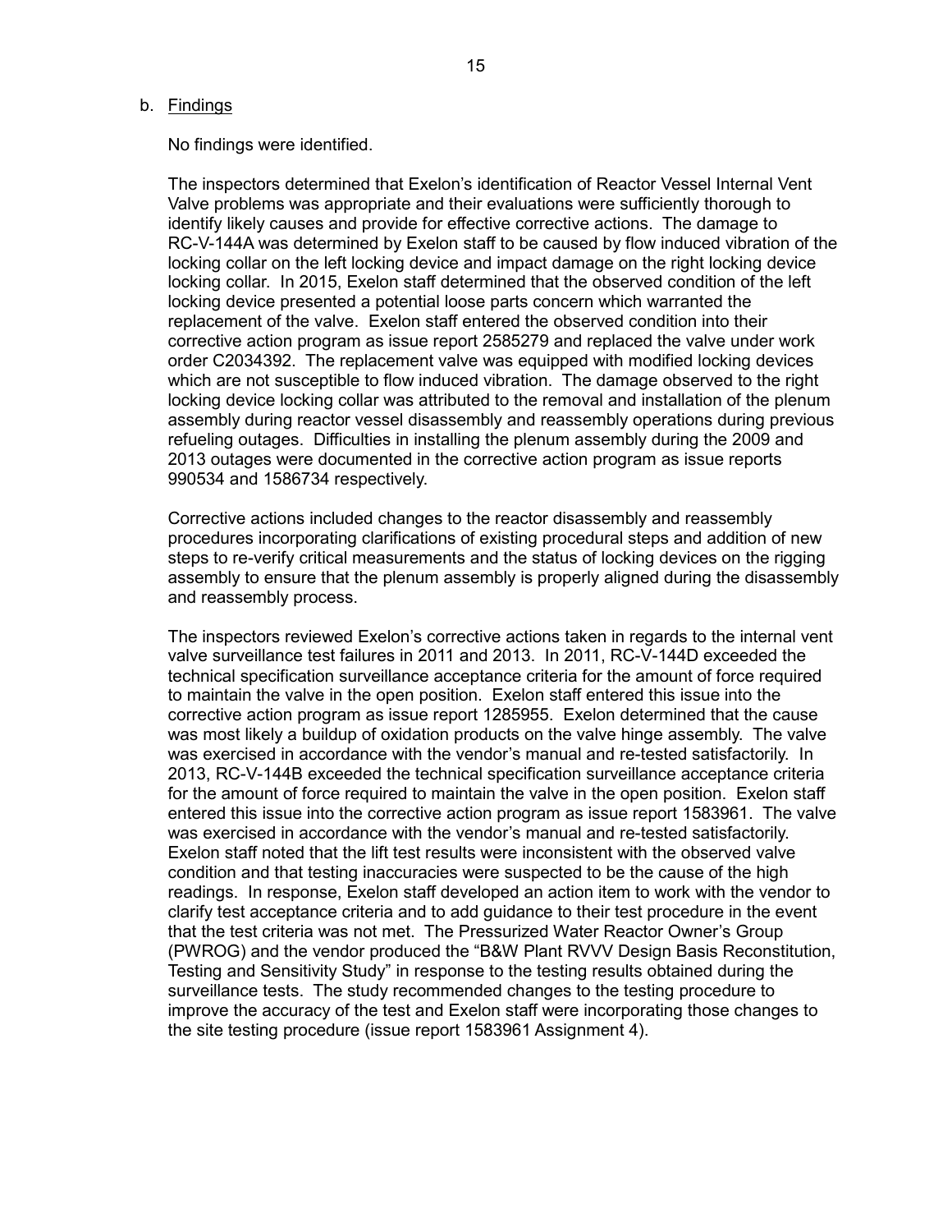b. Findings

No findings were identified.

The inspectors determined that Exelon's identification of Reactor Vessel Internal Vent Valve problems was appropriate and their evaluations were sufficiently thorough to identify likely causes and provide for effective corrective actions. The damage to RC-V-144A was determined by Exelon staff to be caused by flow induced vibration of the locking collar on the left locking device and impact damage on the right locking device locking collar. In 2015, Exelon staff determined that the observed condition of the left locking device presented a potential loose parts concern which warranted the replacement of the valve. Exelon staff entered the observed condition into their corrective action program as issue report 2585279 and replaced the valve under work order C2034392. The replacement valve was equipped with modified locking devices which are not susceptible to flow induced vibration. The damage observed to the right locking device locking collar was attributed to the removal and installation of the plenum assembly during reactor vessel disassembly and reassembly operations during previous refueling outages. Difficulties in installing the plenum assembly during the 2009 and 2013 outages were documented in the corrective action program as issue reports 990534 and 1586734 respectively.

Corrective actions included changes to the reactor disassembly and reassembly procedures incorporating clarifications of existing procedural steps and addition of new steps to re-verify critical measurements and the status of locking devices on the rigging assembly to ensure that the plenum assembly is properly aligned during the disassembly and reassembly process.

The inspectors reviewed Exelon's corrective actions taken in regards to the internal vent valve surveillance test failures in 2011 and 2013. In 2011, RC-V-144D exceeded the technical specification surveillance acceptance criteria for the amount of force required to maintain the valve in the open position. Exelon staff entered this issue into the corrective action program as issue report 1285955. Exelon determined that the cause was most likely a buildup of oxidation products on the valve hinge assembly. The valve was exercised in accordance with the vendor's manual and re-tested satisfactorily. In 2013, RC-V-144B exceeded the technical specification surveillance acceptance criteria for the amount of force required to maintain the valve in the open position. Exelon staff entered this issue into the corrective action program as issue report 1583961. The valve was exercised in accordance with the vendor's manual and re-tested satisfactorily. Exelon staff noted that the lift test results were inconsistent with the observed valve condition and that testing inaccuracies were suspected to be the cause of the high readings. In response, Exelon staff developed an action item to work with the vendor to clarify test acceptance criteria and to add guidance to their test procedure in the event that the test criteria was not met. The Pressurized Water Reactor Owner's Group (PWROG) and the vendor produced the "B&W Plant RVVV Design Basis Reconstitution, Testing and Sensitivity Study" in response to the testing results obtained during the surveillance tests. The study recommended changes to the testing procedure to improve the accuracy of the test and Exelon staff were incorporating those changes to the site testing procedure (issue report 1583961 Assignment 4).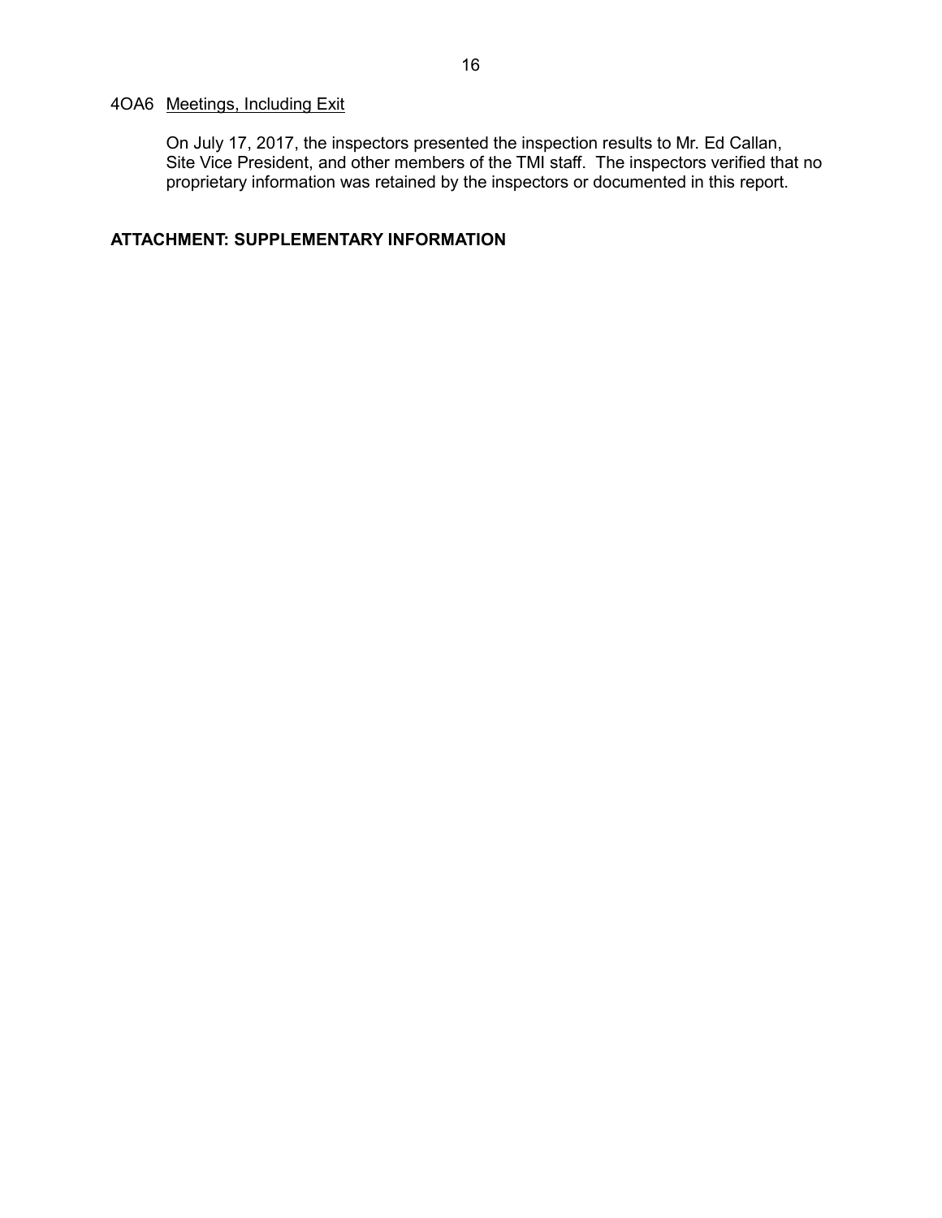### 4OA6 Meetings, Including Exit

On July 17, 2017, the inspectors presented the inspection results to Mr. Ed Callan, Site Vice President, and other members of the TMI staff. The inspectors verified that no proprietary information was retained by the inspectors or documented in this report.

**ATTACHMENT: SUPPLEMENTARY INFORMATION**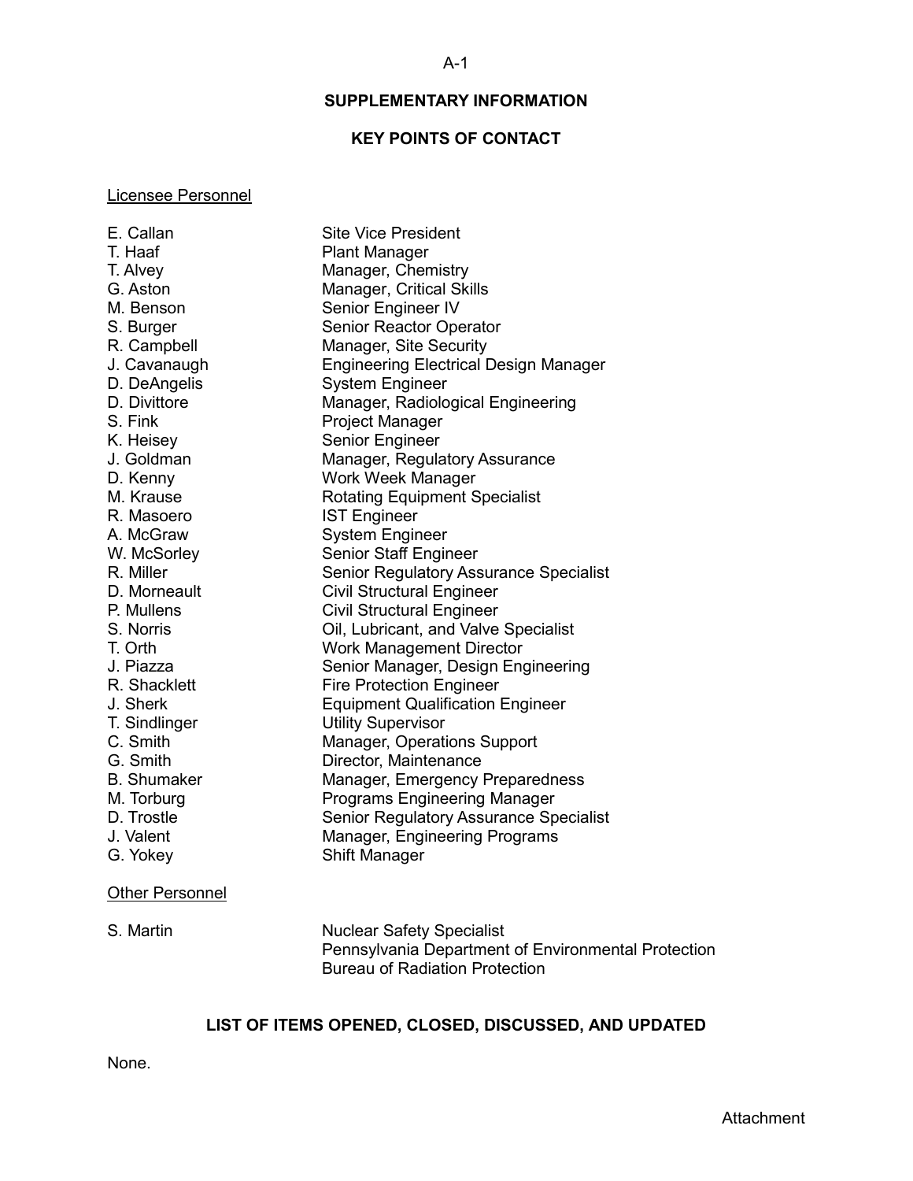## SUPPLEMENTARY INFORMATION

## KEY POINTS OF CONTACT

Licensee Personnel

| | |
|---|---|
| E. Callan | Site Vice President |
| T. Haaf | Plant Manager |
| T. Alvey | Manager, Chemistry |
| G. Aston | Manager, Critical Skills |
| M. Benson | Senior Engineer IV |
| S. Burger | Senior Reactor Operator |
| R. Campbell | Manager, Site Security |
| J. Cavanaugh | Engineering Electrical Design Manager |
| D. DeAngelis | System Engineer |
| D. Divittore | Manager, Radiological Engineering |
| S. Fink | Project Manager |
| K. Heisey | Senior Engineer |
| J. Goldman | Manager, Regulatory Assurance |
| D. Kenny | Work Week Manager |
| M. Krause | Rotating Equipment Specialist |
| R. Masoero | IST Engineer |
| A. McGraw | System Engineer |
| W. McSorley | Senior Staff Engineer |
| R. Miller | Senior Regulatory Assurance Specialist |
| D. Morneault | Civil Structural Engineer |
| P. Mullens | Civil Structural Engineer |
| S. Norris | Oil, Lubricant, and Valve Specialist |
| T. Orth | Work Management Director |
| J. Piazza | Senior Manager, Design Engineering |
| R. Shacklett | Fire Protection Engineer |
| J. Sherk | Equipment Qualification Engineer |
| T. Sindlinger | Utility Supervisor |
| C. Smith | Manager, Operations Support |
| G. Smith | Director, Maintenance |
| B. Shumaker | Manager, Emergency Preparedness |
| M. Torburg | Programs Engineering Manager |
| D. Trostle | Senior Regulatory Assurance Specialist |
| J. Valent | Manager, Engineering Programs |
| G. Yokey | Shift Manager |

Other Personnel

| | |
|---|---|
| S. Martin | Nuclear Safety Specialist<br>Pennsylvania Department of Environmental Protection<br>Bureau of Radiation Protection |

## LIST OF ITEMS OPENED, CLOSED, DISCUSSED, AND UPDATED

None.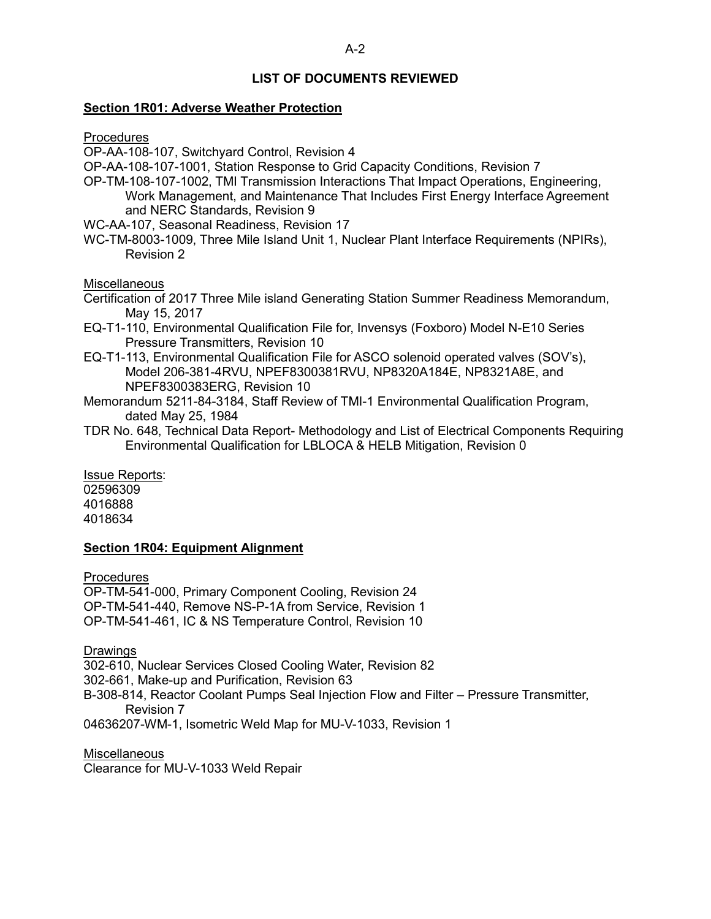## LIST OF DOCUMENTS REVIEWED

### Section 1R01: Adverse Weather Protection

Procedures

OP-AA-108-107, Switchyard Control, Revision 4
OP-AA-108-107-1001, Station Response to Grid Capacity Conditions, Revision 7
OP-TM-108-107-1002, TMI Transmission Interactions That Impact Operations, Engineering, Work Management, and Maintenance That Includes First Energy Interface Agreement and NERC Standards, Revision 9
WC-AA-107, Seasonal Readiness, Revision 17
WC-TM-8003-1009, Three Mile Island Unit 1, Nuclear Plant Interface Requirements (NPIRs), Revision 2

Miscellaneous

Certification of 2017 Three Mile island Generating Station Summer Readiness Memorandum, May 15, 2017
EQ-T1-110, Environmental Qualification File for, Invensys (Foxboro) Model N-E10 Series Pressure Transmitters, Revision 10
EQ-T1-113, Environmental Qualification File for ASCO solenoid operated valves (SOV's), Model 206-381-4RVU, NPEF8300381RVU, NP8320A184E, NP8321A8E, and NPEF8300383ERG, Revision 10
Memorandum 5211-84-3184, Staff Review of TMI-1 Environmental Qualification Program, dated May 25, 1984
TDR No. 648, Technical Data Report- Methodology and List of Electrical Components Requiring Environmental Qualification for LBLOCA & HELB Mitigation, Revision 0

Issue Reports:

02596309
4016888
4018634

### Section 1R04: Equipment Alignment

Procedures

OP-TM-541-000, Primary Component Cooling, Revision 24
OP-TM-541-440, Remove NS-P-1A from Service, Revision 1
OP-TM-541-461, IC & NS Temperature Control, Revision 10

Drawings

302-610, Nuclear Services Closed Cooling Water, Revision 82
302-661, Make-up and Purification, Revision 63
B-308-814, Reactor Coolant Pumps Seal Injection Flow and Filter – Pressure Transmitter, Revision 7
04636207-WM-1, Isometric Weld Map for MU-V-1033, Revision 1

Miscellaneous

Clearance for MU-V-1033 Weld Repair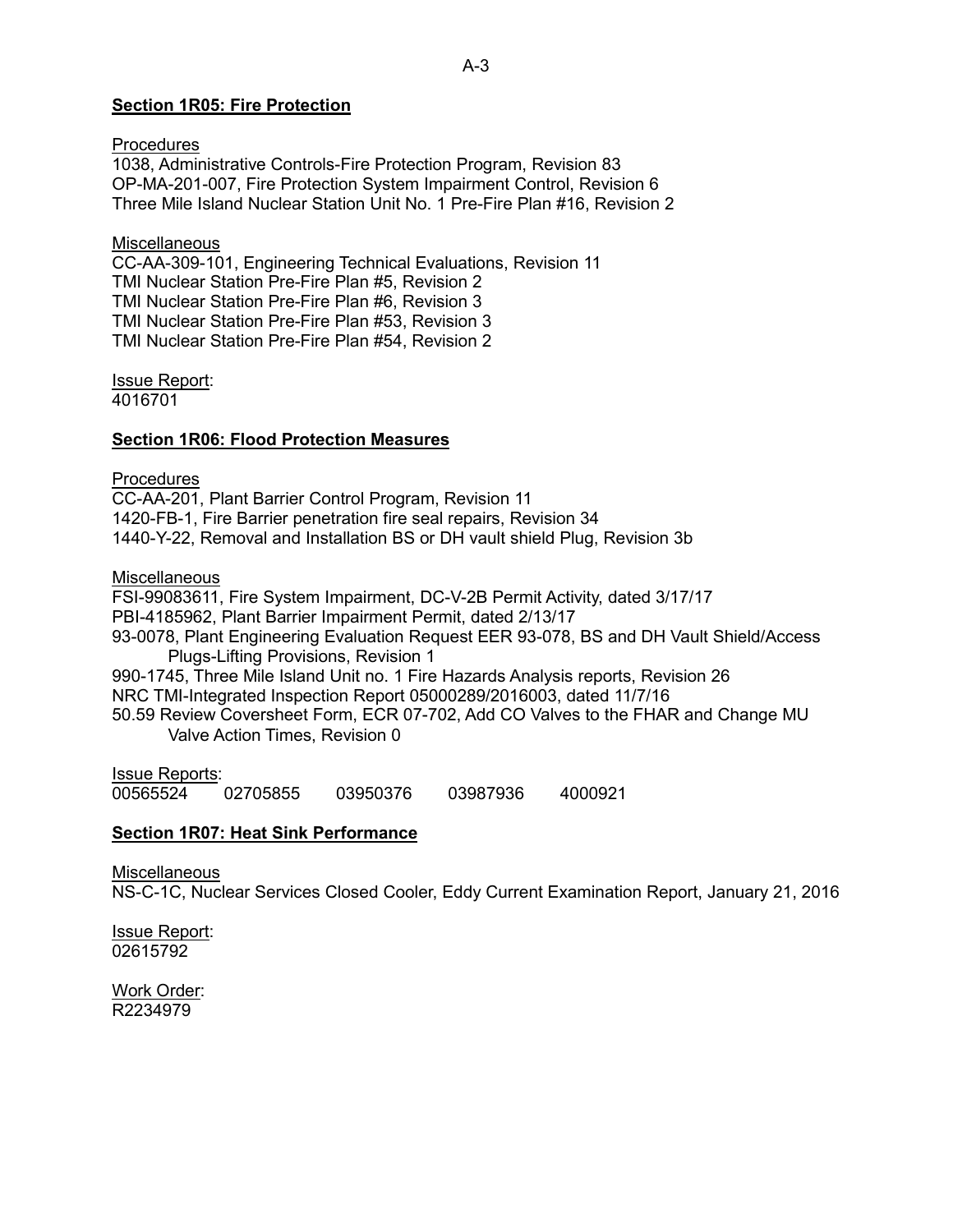## Section 1R05: Fire Protection

Procedures

1038, Administrative Controls-Fire Protection Program, Revision 83
OP-MA-201-007, Fire Protection System Impairment Control, Revision 6
Three Mile Island Nuclear Station Unit No. 1 Pre-Fire Plan #16, Revision 2

Miscellaneous

CC-AA-309-101, Engineering Technical Evaluations, Revision 11
TMI Nuclear Station Pre-Fire Plan #5, Revision 2
TMI Nuclear Station Pre-Fire Plan #6, Revision 3
TMI Nuclear Station Pre-Fire Plan #53, Revision 3
TMI Nuclear Station Pre-Fire Plan #54, Revision 2

Issue Report:
4016701

## Section 1R06: Flood Protection Measures

Procedures

CC-AA-201, Plant Barrier Control Program, Revision 11
1420-FB-1, Fire Barrier penetration fire seal repairs, Revision 34
1440-Y-22, Removal and Installation BS or DH vault shield Plug, Revision 3b

Miscellaneous

FSI-99083611, Fire System Impairment, DC-V-2B Permit Activity, dated 3/17/17
PBI-4185962, Plant Barrier Impairment Permit, dated 2/13/17
93-0078, Plant Engineering Evaluation Request EER 93-078, BS and DH Vault Shield/Access Plugs-Lifting Provisions, Revision 1
990-1745, Three Mile Island Unit no. 1 Fire Hazards Analysis reports, Revision 26
NRC TMI-Integrated Inspection Report 05000289/2016003, dated 11/7/16
50.59 Review Coversheet Form, ECR 07-702, Add CO Valves to the FHAR and Change MU Valve Action Times, Revision 0

Issue Reports:
00565524 02705855 03950376 03987936 4000921

## Section 1R07: Heat Sink Performance

Miscellaneous

NS-C-1C, Nuclear Services Closed Cooler, Eddy Current Examination Report, January 21, 2016

Issue Report:
02615792

Work Order:
R2234979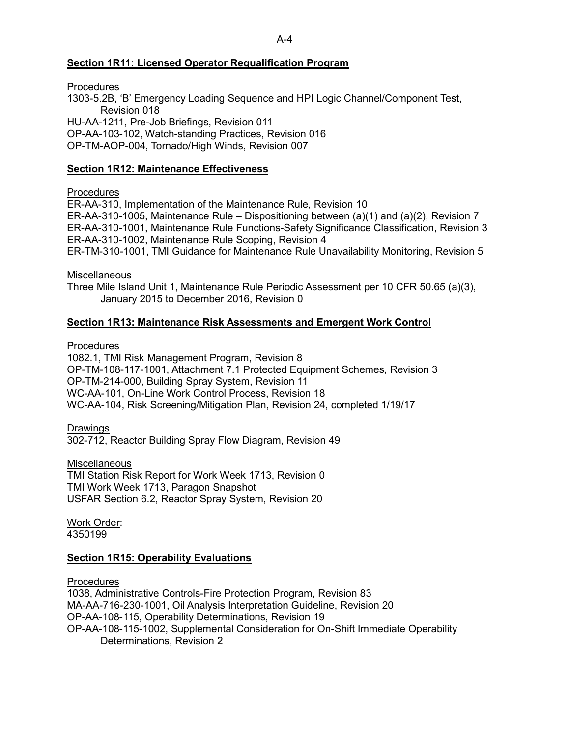**Section 1R11: Licensed Operator Requalification Program**

Procedures

1303-5.2B, 'B' Emergency Loading Sequence and HPI Logic Channel/Component Test, Revision 018
HU-AA-1211, Pre-Job Briefings, Revision 011
OP-AA-103-102, Watch-standing Practices, Revision 016
OP-TM-AOP-004, Tornado/High Winds, Revision 007

**Section 1R12: Maintenance Effectiveness**

Procedures

ER-AA-310, Implementation of the Maintenance Rule, Revision 10
ER-AA-310-1005, Maintenance Rule – Dispositioning between (a)(1) and (a)(2), Revision 7
ER-AA-310-1001, Maintenance Rule Functions-Safety Significance Classification, Revision 3
ER-AA-310-1002, Maintenance Rule Scoping, Revision 4
ER-TM-310-1001, TMI Guidance for Maintenance Rule Unavailability Monitoring, Revision 5

Miscellaneous

Three Mile Island Unit 1, Maintenance Rule Periodic Assessment per 10 CFR 50.65 (a)(3), January 2015 to December 2016, Revision 0

**Section 1R13: Maintenance Risk Assessments and Emergent Work Control**

Procedures

1082.1, TMI Risk Management Program, Revision 8
OP-TM-108-117-1001, Attachment 7.1 Protected Equipment Schemes, Revision 3
OP-TM-214-000, Building Spray System, Revision 11
WC-AA-101, On-Line Work Control Process, Revision 18
WC-AA-104, Risk Screening/Mitigation Plan, Revision 24, completed 1/19/17

Drawings

302-712, Reactor Building Spray Flow Diagram, Revision 49

Miscellaneous

TMI Station Risk Report for Work Week 1713, Revision 0
TMI Work Week 1713, Paragon Snapshot
USFAR Section 6.2, Reactor Spray System, Revision 20

Work Order:

4350199

**Section 1R15: Operability Evaluations**

Procedures

1038, Administrative Controls-Fire Protection Program, Revision 83
MA-AA-716-230-1001, Oil Analysis Interpretation Guideline, Revision 20
OP-AA-108-115, Operability Determinations, Revision 19
OP-AA-108-115-1002, Supplemental Consideration for On-Shift Immediate Operability Determinations, Revision 2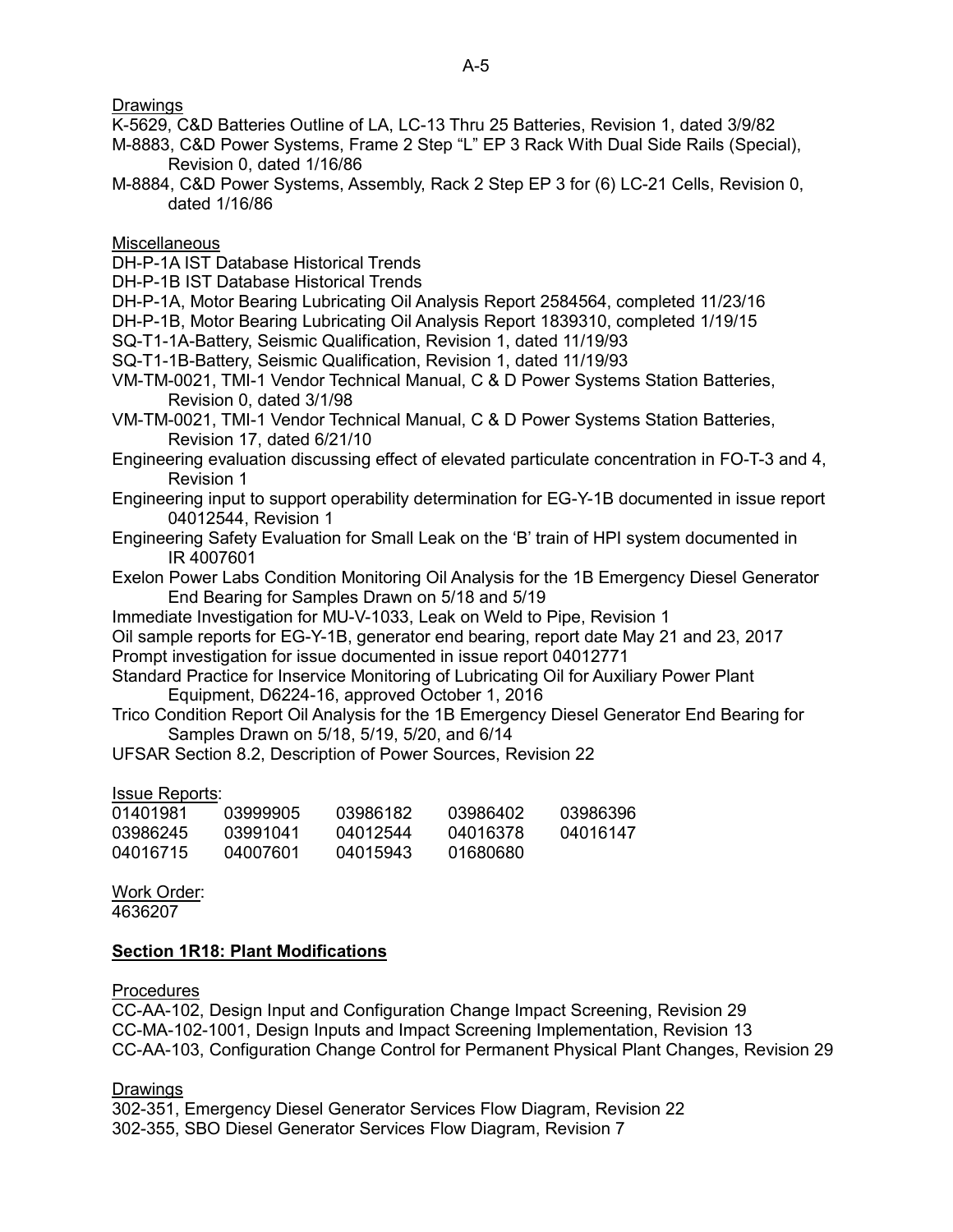Drawings

K-5629, C&D Batteries Outline of LA, LC-13 Thru 25 Batteries, Revision 1, dated 3/9/82
M-8883, C&D Power Systems, Frame 2 Step "L" EP 3 Rack With Dual Side Rails (Special), Revision 0, dated 1/16/86
M-8884, C&D Power Systems, Assembly, Rack 2 Step EP 3 for (6) LC-21 Cells, Revision 0, dated 1/16/86

Miscellaneous

DH-P-1A IST Database Historical Trends
DH-P-1B IST Database Historical Trends
DH-P-1A, Motor Bearing Lubricating Oil Analysis Report 2584564, completed 11/23/16
DH-P-1B, Motor Bearing Lubricating Oil Analysis Report 1839310, completed 1/19/15
SQ-T1-1A-Battery, Seismic Qualification, Revision 1, dated 11/19/93
SQ-T1-1B-Battery, Seismic Qualification, Revision 1, dated 11/19/93
VM-TM-0021, TMI-1 Vendor Technical Manual, C & D Power Systems Station Batteries, Revision 0, dated 3/1/98
VM-TM-0021, TMI-1 Vendor Technical Manual, C & D Power Systems Station Batteries, Revision 17, dated 6/21/10
Engineering evaluation discussing effect of elevated particulate concentration in FO-T-3 and 4, Revision 1
Engineering input to support operability determination for EG-Y-1B documented in issue report 04012544, Revision 1
Engineering Safety Evaluation for Small Leak on the 'B' train of HPI system documented in IR 4007601
Exelon Power Labs Condition Monitoring Oil Analysis for the 1B Emergency Diesel Generator End Bearing for Samples Drawn on 5/18 and 5/19
Immediate Investigation for MU-V-1033, Leak on Weld to Pipe, Revision 1
Oil sample reports for EG-Y-1B, generator end bearing, report date May 21 and 23, 2017
Prompt investigation for issue documented in issue report 04012771
Standard Practice for Inservice Monitoring of Lubricating Oil for Auxiliary Power Plant Equipment, D6224-16, approved October 1, 2016
Trico Condition Report Oil Analysis for the 1B Emergency Diesel Generator End Bearing for Samples Drawn on 5/18, 5/19, 5/20, and 6/14
UFSAR Section 8.2, Description of Power Sources, Revision 22

Issue Reports:

| | | | | |
|---|---|---|---|---|
| 01401981 | 03999905 | 03986182 | 03986402 | 03986396 |
| 03986245 | 03991041 | 04012544 | 04016378 | 04016147 |
| 04016715 | 04007601 | 04015943 | 01680680 | |

Work Order:
4636207

## Section 1R18: Plant Modifications

Procedures

CC-AA-102, Design Input and Configuration Change Impact Screening, Revision 29
CC-MA-102-1001, Design Inputs and Impact Screening Implementation, Revision 13
CC-AA-103, Configuration Change Control for Permanent Physical Plant Changes, Revision 29

Drawings

302-351, Emergency Diesel Generator Services Flow Diagram, Revision 22
302-355, SBO Diesel Generator Services Flow Diagram, Revision 7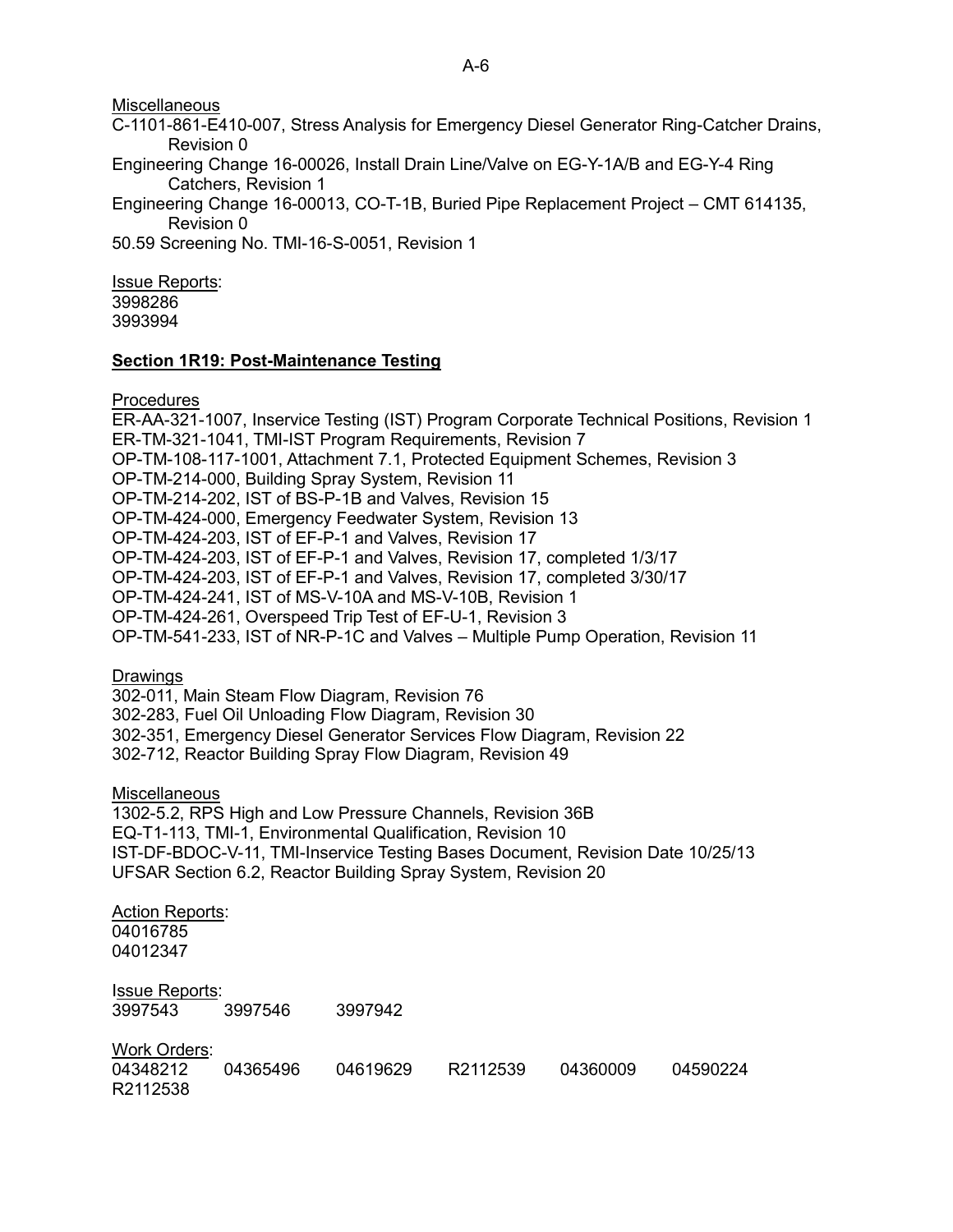Miscellaneous

C-1101-861-E410-007, Stress Analysis for Emergency Diesel Generator Ring-Catcher Drains, Revision 0

Engineering Change 16-00026, Install Drain Line/Valve on EG-Y-1A/B and EG-Y-4 Ring Catchers, Revision 1

Engineering Change 16-00013, CO-T-1B, Buried Pipe Replacement Project – CMT 614135, Revision 0

50.59 Screening No. TMI-16-S-0051, Revision 1

Issue Reports:

3998286

3993994

**Section 1R19: Post-Maintenance Testing**

Procedures

ER-AA-321-1007, Inservice Testing (IST) Program Corporate Technical Positions, Revision 1

ER-TM-321-1041, TMI-IST Program Requirements, Revision 7

OP-TM-108-117-1001, Attachment 7.1, Protected Equipment Schemes, Revision 3

OP-TM-214-000, Building Spray System, Revision 11

OP-TM-214-202, IST of BS-P-1B and Valves, Revision 15

OP-TM-424-000, Emergency Feedwater System, Revision 13

OP-TM-424-203, IST of EF-P-1 and Valves, Revision 17

OP-TM-424-203, IST of EF-P-1 and Valves, Revision 17, completed 1/3/17

OP-TM-424-203, IST of EF-P-1 and Valves, Revision 17, completed 3/30/17

OP-TM-424-241, IST of MS-V-10A and MS-V-10B, Revision 1

OP-TM-424-261, Overspeed Trip Test of EF-U-1, Revision 3

OP-TM-541-233, IST of NR-P-1C and Valves – Multiple Pump Operation, Revision 11

Drawings

302-011, Main Steam Flow Diagram, Revision 76

302-283, Fuel Oil Unloading Flow Diagram, Revision 30

302-351, Emergency Diesel Generator Services Flow Diagram, Revision 22

302-712, Reactor Building Spray Flow Diagram, Revision 49

Miscellaneous

1302-5.2, RPS High and Low Pressure Channels, Revision 36B

EQ-T1-113, TMI-1, Environmental Qualification, Revision 10

IST-DF-BDOC-V-11, TMI-Inservice Testing Bases Document, Revision Date 10/25/13

UFSAR Section 6.2, Reactor Building Spray System, Revision 20

Action Reports:

04016785

04012347

Issue Reports:

3997543 3997546 3997942

Work Orders:

04348212 04365496 04619629 R2112539 04360009 04590224 R2112538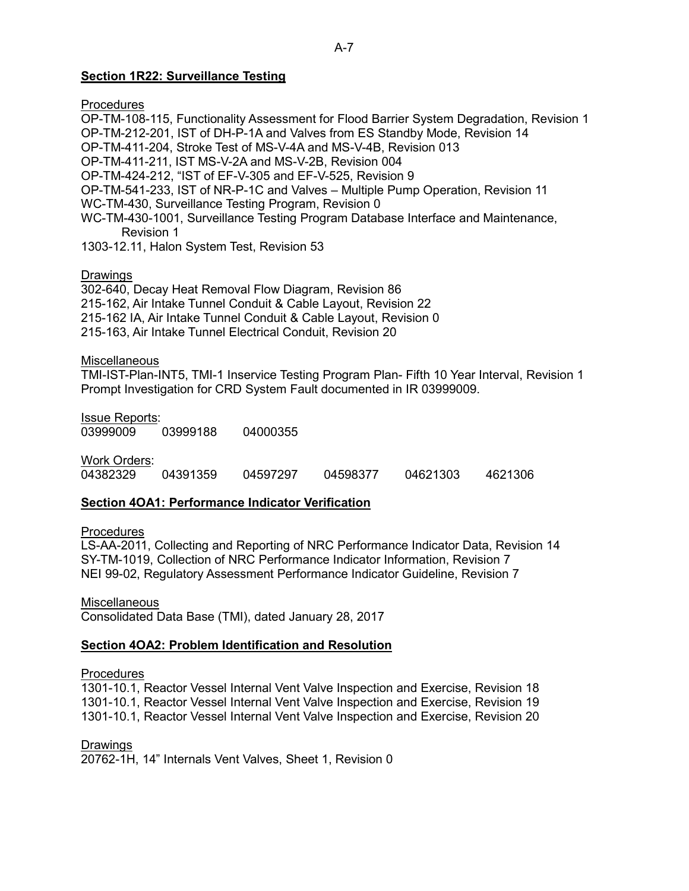**Section 1R22: Surveillance Testing**

Procedures

OP-TM-108-115, Functionality Assessment for Flood Barrier System Degradation, Revision 1
OP-TM-212-201, IST of DH-P-1A and Valves from ES Standby Mode, Revision 14
OP-TM-411-204, Stroke Test of MS-V-4A and MS-V-4B, Revision 013
OP-TM-411-211, IST MS-V-2A and MS-V-2B, Revision 004
OP-TM-424-212, "IST of EF-V-305 and EF-V-525, Revision 9
OP-TM-541-233, IST of NR-P-1C and Valves – Multiple Pump Operation, Revision 11
WC-TM-430, Surveillance Testing Program, Revision 0
WC-TM-430-1001, Surveillance Testing Program Database Interface and Maintenance, Revision 1
1303-12.11, Halon System Test, Revision 53

Drawings

302-640, Decay Heat Removal Flow Diagram, Revision 86
215-162, Air Intake Tunnel Conduit & Cable Layout, Revision 22
215-162 IA, Air Intake Tunnel Conduit & Cable Layout, Revision 0
215-163, Air Intake Tunnel Electrical Conduit, Revision 20

Miscellaneous

TMI-IST-Plan-INT5, TMI-1 Inservice Testing Program Plan- Fifth 10 Year Interval, Revision 1
Prompt Investigation for CRD System Fault documented in IR 03999009.

Issue Reports:

03999009     03999188     04000355

Work Orders:

04382329     04391359     04597297     04598377     04621303     4621306

**Section 4OA1: Performance Indicator Verification**

Procedures

LS-AA-2011, Collecting and Reporting of NRC Performance Indicator Data, Revision 14
SY-TM-1019, Collection of NRC Performance Indicator Information, Revision 7
NEI 99-02, Regulatory Assessment Performance Indicator Guideline, Revision 7

Miscellaneous

Consolidated Data Base (TMI), dated January 28, 2017

**Section 4OA2: Problem Identification and Resolution**

Procedures

1301-10.1, Reactor Vessel Internal Vent Valve Inspection and Exercise, Revision 18
1301-10.1, Reactor Vessel Internal Vent Valve Inspection and Exercise, Revision 19
1301-10.1, Reactor Vessel Internal Vent Valve Inspection and Exercise, Revision 20

Drawings

20762-1H, 14" Internals Vent Valves, Sheet 1, Revision 0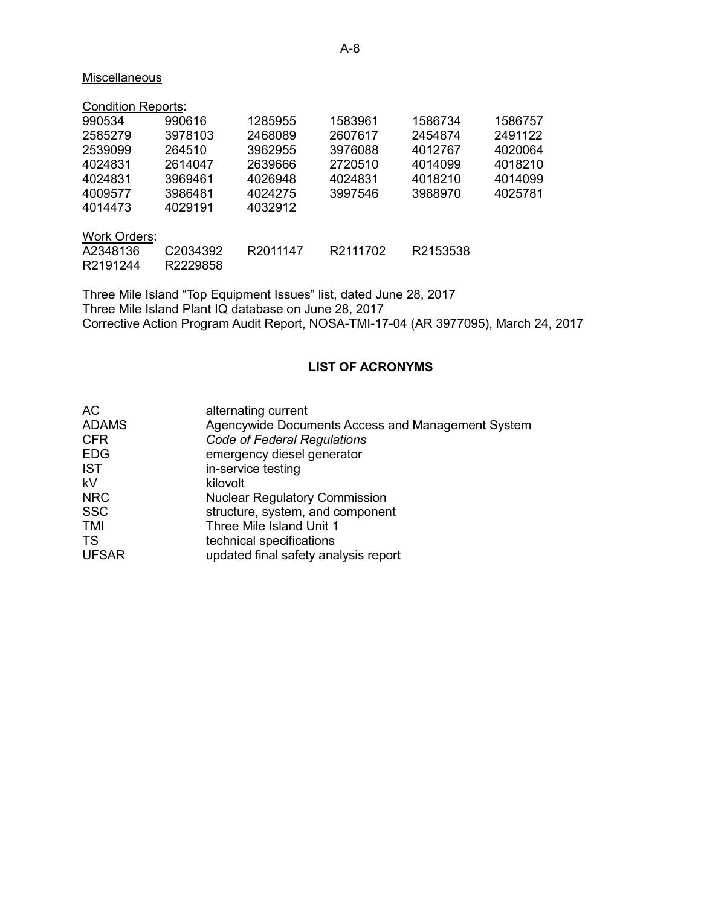Miscellaneous

Condition Reports:

| | | | | | |
|---|---|---|---|---|---|
| 990534 | 990616 | 1285955 | 1583961 | 1586734 | 1586757 |
| 2585279 | 3978103 | 2468089 | 2607617 | 2454874 | 2491122 |
| 2539099 | 264510 | 3962955 | 3976088 | 4012767 | 4020064 |
| 4024831 | 2614047 | 2639666 | 2720510 | 4014099 | 4018210 |
| 4024831 | 3969461 | 4026948 | 4024831 | 4018210 | 4014099 |
| 4009577 | 3986481 | 4024275 | 3997546 | 3988970 | 4025781 |
| 4014473 | 4029191 | 4032912 | | | |

Work Orders:

| | | | | |
|---|---|---|---|---|
| A2348136 | C2034392 | R2011147 | R2111702 | R2153538 |
| R2191244 | R2229858 | | | |

Three Mile Island "Top Equipment Issues" list, dated June 28, 2017
Three Mile Island Plant IQ database on June 28, 2017
Corrective Action Program Audit Report, NOSA-TMI-17-04 (AR 3977095), March 24, 2017

## LIST OF ACRONYMS

| | |
|---|---|
| AC | alternating current |
| ADAMS | Agencywide Documents Access and Management System |
| CFR | *Code of Federal Regulations* |
| EDG | emergency diesel generator |
| IST | in-service testing |
| kV | kilovolt |
| NRC | Nuclear Regulatory Commission |
| SSC | structure, system, and component |
| TMI | Three Mile Island Unit 1 |
| TS | technical specifications |
| UFSAR | updated final safety analysis report |